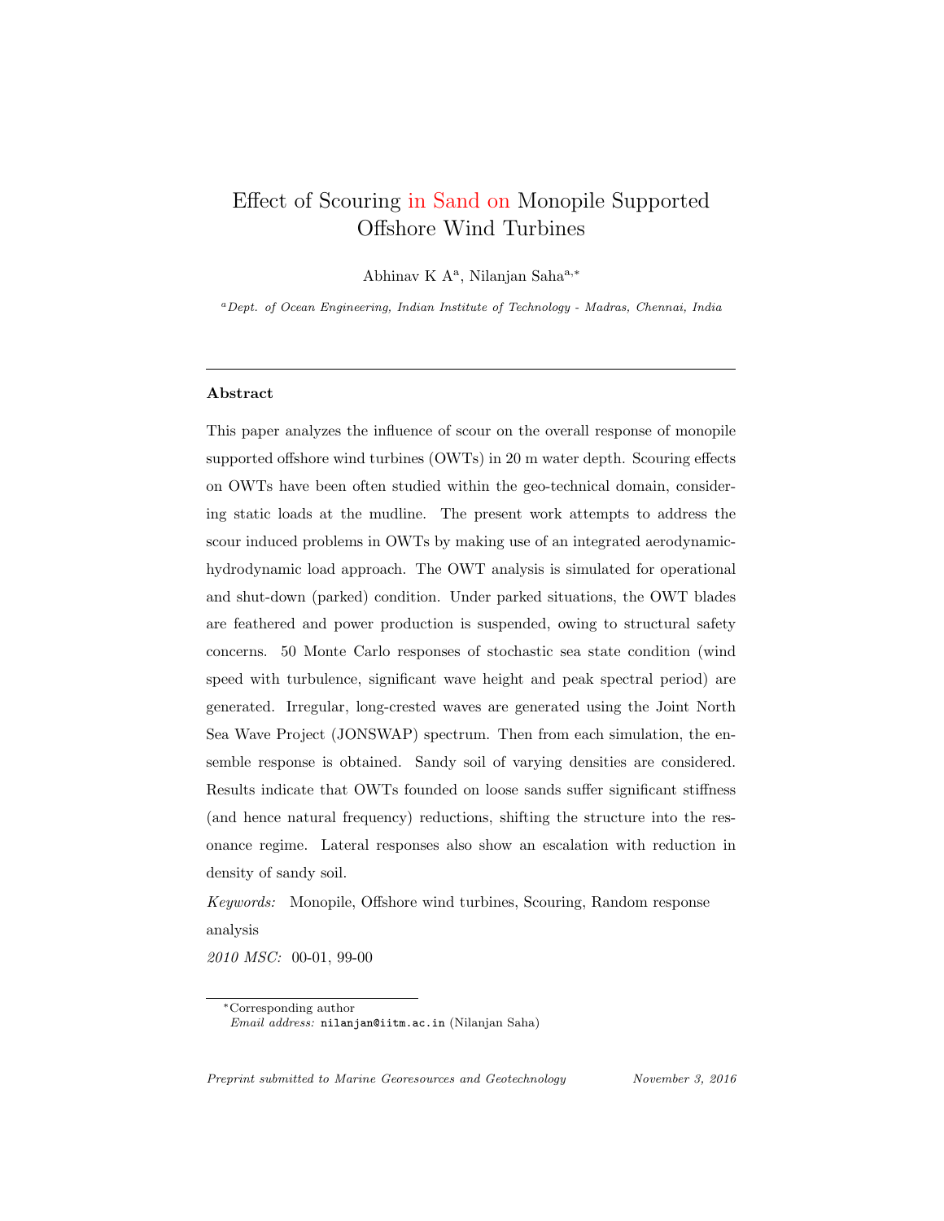# Effect of Scouring in Sand on Monopile Supported Offshore Wind Turbines

Abhinav K A[a], Nilanjan Saha[a,*]

[a] *Dept. of Ocean Engineering, Indian Institute of Technology - Madras, Chennai, India*

---

### Abstract

This paper analyzes the influence of scour on the overall response of monopile supported offshore wind turbines (OWTs) in 20 m water depth. Scouring effects on OWTs have been often studied within the geo-technical domain, considering static loads at the mudline. The present work attempts to address the scour induced problems in OWTs by making use of an integrated aerodynamic-hydrodynamic load approach. The OWT analysis is simulated for operational and shut-down (parked) condition. Under parked situations, the OWT blades are feathered and power production is suspended, owing to structural safety concerns. 50 Monte Carlo responses of stochastic sea state condition (wind speed with turbulence, significant wave height and peak spectral period) are generated. Irregular, long-crested waves are generated using the Joint North Sea Wave Project (JONSWAP) spectrum. Then from each simulation, the ensemble response is obtained. Sandy soil of varying densities are considered. Results indicate that OWTs founded on loose sands suffer significant stiffness (and hence natural frequency) reductions, shifting the structure into the resonance regime. Lateral responses also show an escalation with reduction in density of sandy soil.

*Keywords:* Monopile, Offshore wind turbines, Scouring, Random response analysis

*2010 MSC:* 00-01, 99-00

---

*Corresponding author
*Email address:* nilanjan@iitm.ac.in (Nilanjan Saha)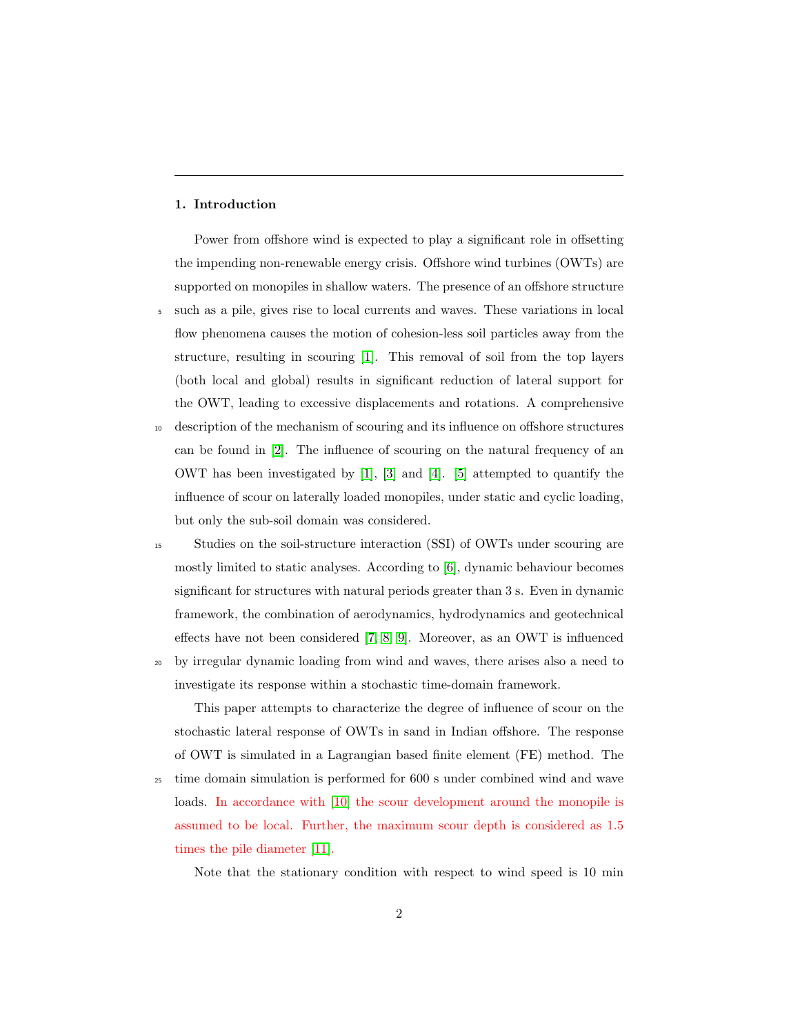## 1. Introduction

Power from offshore wind is expected to play a significant role in offsetting the impending non-renewable energy crisis. Offshore wind turbines (OWTs) are supported on monopiles in shallow waters. The presence of an offshore structure such as a pile, gives rise to local currents and waves. These variations in local flow phenomena causes the motion of cohesion-less soil particles away from the structure, resulting in scouring [1]. This removal of soil from the top layers (both local and global) results in significant reduction of lateral support for the OWT, leading to excessive displacements and rotations. A comprehensive description of the mechanism of scouring and its influence on offshore structures can be found in [2]. The influence of scouring on the natural frequency of an OWT has been investigated by [1], [3] and [4]. [5] attempted to quantify the influence of scour on laterally loaded monopiles, under static and cyclic loading, but only the sub-soil domain was considered.

Studies on the soil-structure interaction (SSI) of OWTs under scouring are mostly limited to static analyses. According to [6], dynamic behaviour becomes significant for structures with natural periods greater than 3 s. Even in dynamic framework, the combination of aerodynamics, hydrodynamics and geotechnical effects have not been considered [7, 8, 9]. Moreover, as an OWT is influenced by irregular dynamic loading from wind and waves, there arises also a need to investigate its response within a stochastic time-domain framework.

This paper attempts to characterize the degree of influence of scour on the stochastic lateral response of OWTs in sand in Indian offshore. The response of OWT is simulated in a Lagrangian based finite element (FE) method. The time domain simulation is performed for 600 s under combined wind and wave loads. In accordance with [10] the scour development around the monopile is assumed to be local. Further, the maximum scour depth is considered as 1.5 times the pile diameter [11].

Note that the stationary condition with respect to wind speed is 10 min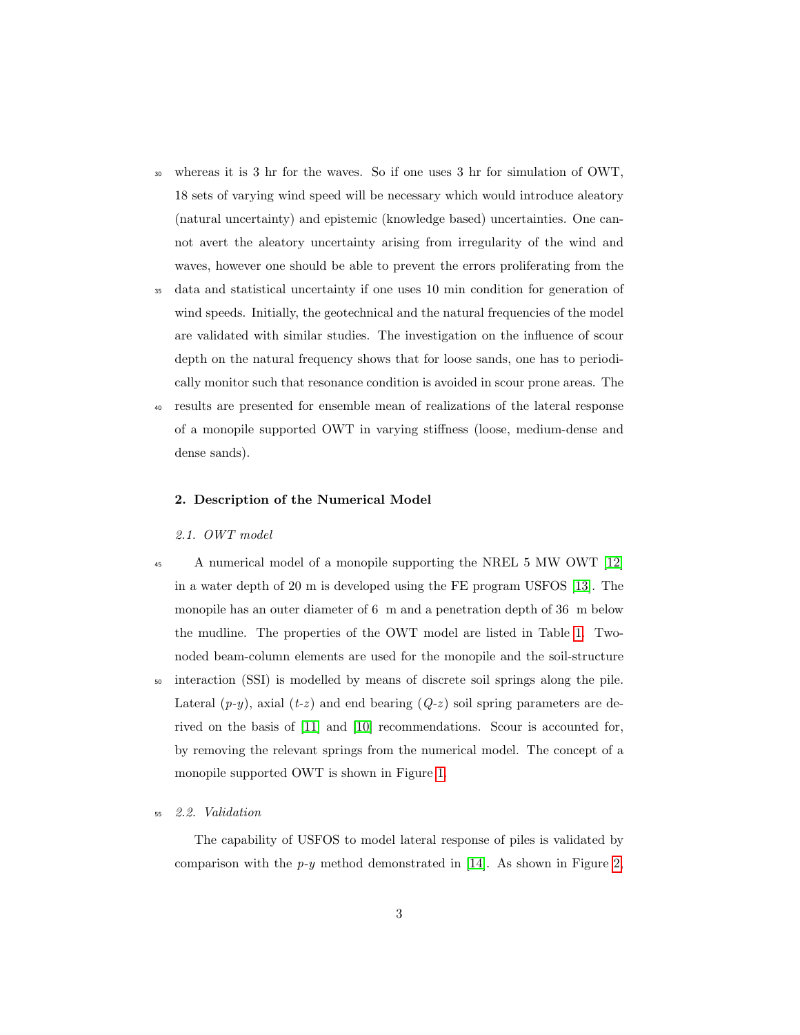whereas it is 3 hr for the waves. So if one uses 3 hr for simulation of OWT, 18 sets of varying wind speed will be necessary which would introduce aleatory (natural uncertainty) and epistemic (knowledge based) uncertainties. One cannot avert the aleatory uncertainty arising from irregularity of the wind and waves, however one should be able to prevent the errors proliferating from the data and statistical uncertainty if one uses 10 min condition for generation of wind speeds. Initially, the geotechnical and the natural frequencies of the model are validated with similar studies. The investigation on the influence of scour depth on the natural frequency shows that for loose sands, one has to periodically monitor such that resonance condition is avoided in scour prone areas. The results are presented for ensemble mean of realizations of the lateral response of a monopile supported OWT in varying stiffness (loose, medium-dense and dense sands).

## 2. Description of the Numerical Model

### *2.1. OWT model*

A numerical model of a monopile supporting the NREL 5 MW OWT [12] in a water depth of 20 m is developed using the FE program USFOS [13]. The monopile has an outer diameter of 6 m and a penetration depth of 36 m below the mudline. The properties of the OWT model are listed in Table 1. Two-noded beam-column elements are used for the monopile and the soil-structure interaction (SSI) is modelled by means of discrete soil springs along the pile. Lateral (*p*-*y*), axial (*t*-*z*) and end bearing (*Q*-*z*) soil spring parameters are derived on the basis of [11] and [10] recommendations. Scour is accounted for, by removing the relevant springs from the numerical model. The concept of a monopile supported OWT is shown in Figure 1.

### *2.2. Validation*

The capability of USFOS to model lateral response of piles is validated by comparison with the *p*-*y* method demonstrated in [14]. As shown in Figure 2,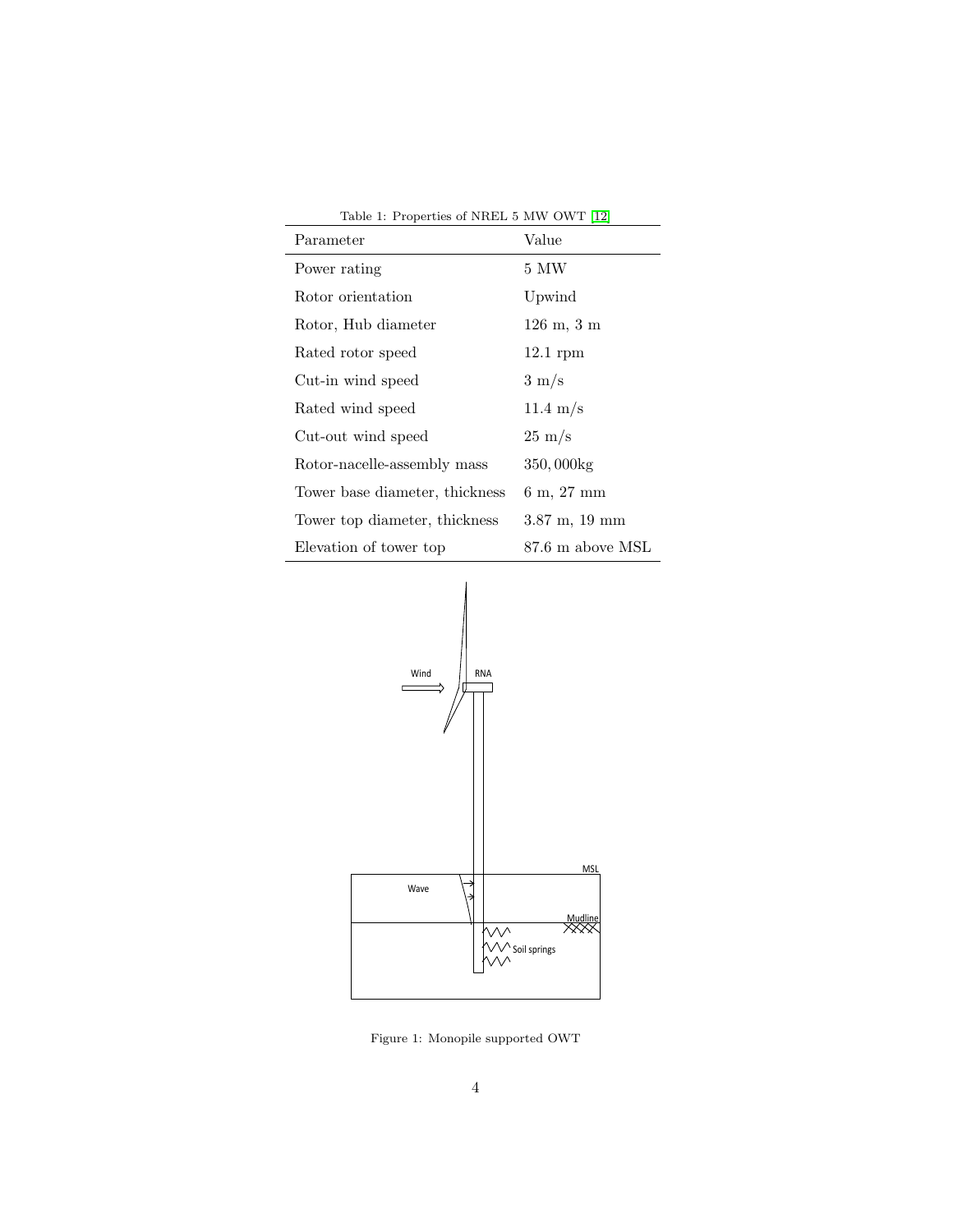Table 1: Properties of NREL 5 MW OWT [12]

| Parameter | Value |
| --- | --- |
| Power rating | 5 MW |
| Rotor orientation | Upwind |
| Rotor, Hub diameter | 126 m, 3 m |
| Rated rotor speed | 12.1 rpm |
| Cut-in wind speed | 3 m/s |
| Rated wind speed | 11.4 m/s |
| Cut-out wind speed | 25 m/s |
| Rotor-nacelle-assembly mass | 350, 000kg |
| Tower base diameter, thickness | 6 m, 27 mm |
| Tower top diameter, thickness | 3.87 m, 19 mm |
| Elevation of tower top | 87.6 m above MSL |

Figure 1: Monopile supported OWT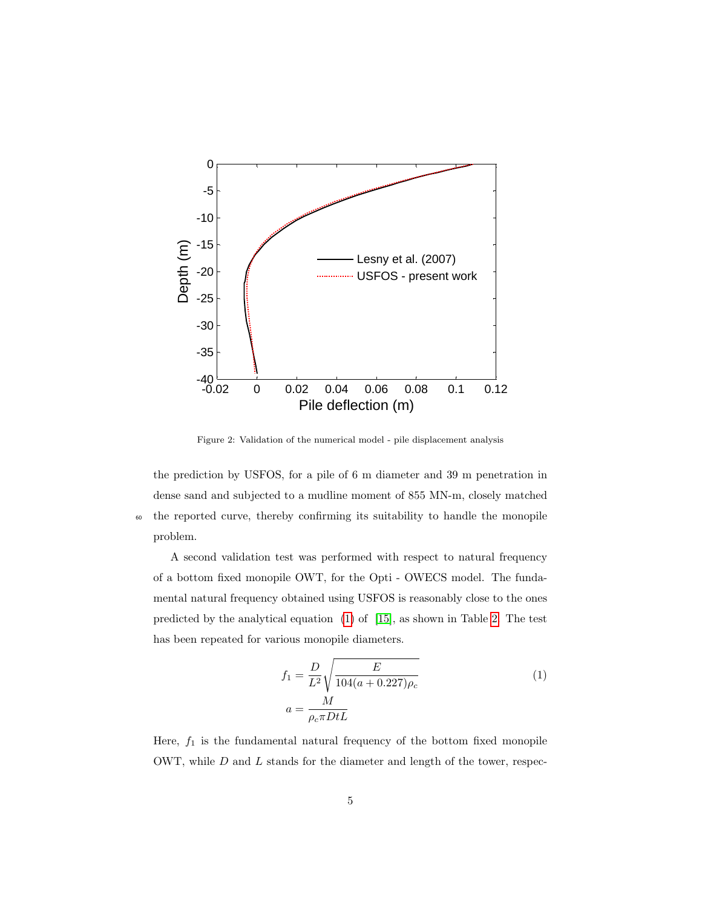Figure 2: Validation of the numerical model - pile displacement analysis

the prediction by USFOS, for a pile of 6 m diameter and 39 m penetration in dense sand and subjected to a mudline moment of 855 MN-m, closely matched the reported curve, thereby confirming its suitability to handle the monopile problem.

A second validation test was performed with respect to natural frequency of a bottom fixed monopile OWT, for the Opti - OWECS model. The fundamental natural frequency obtained using USFOS is reasonably close to the ones predicted by the analytical equation (1) of [15], as shown in Table 2. The test has been repeated for various monopile diameters.

$$
f_1 = \frac{D}{L^2}\sqrt{\frac{E}{104(a+0.227)\rho_c}} \qquad (1)
$$
$$
a = \frac{M}{\rho_c \pi D t L}
$$

Here, $f_1$ is the fundamental natural frequency of the bottom fixed monopile OWT, while $D$ and $L$ stands for the diameter and length of the tower, respec-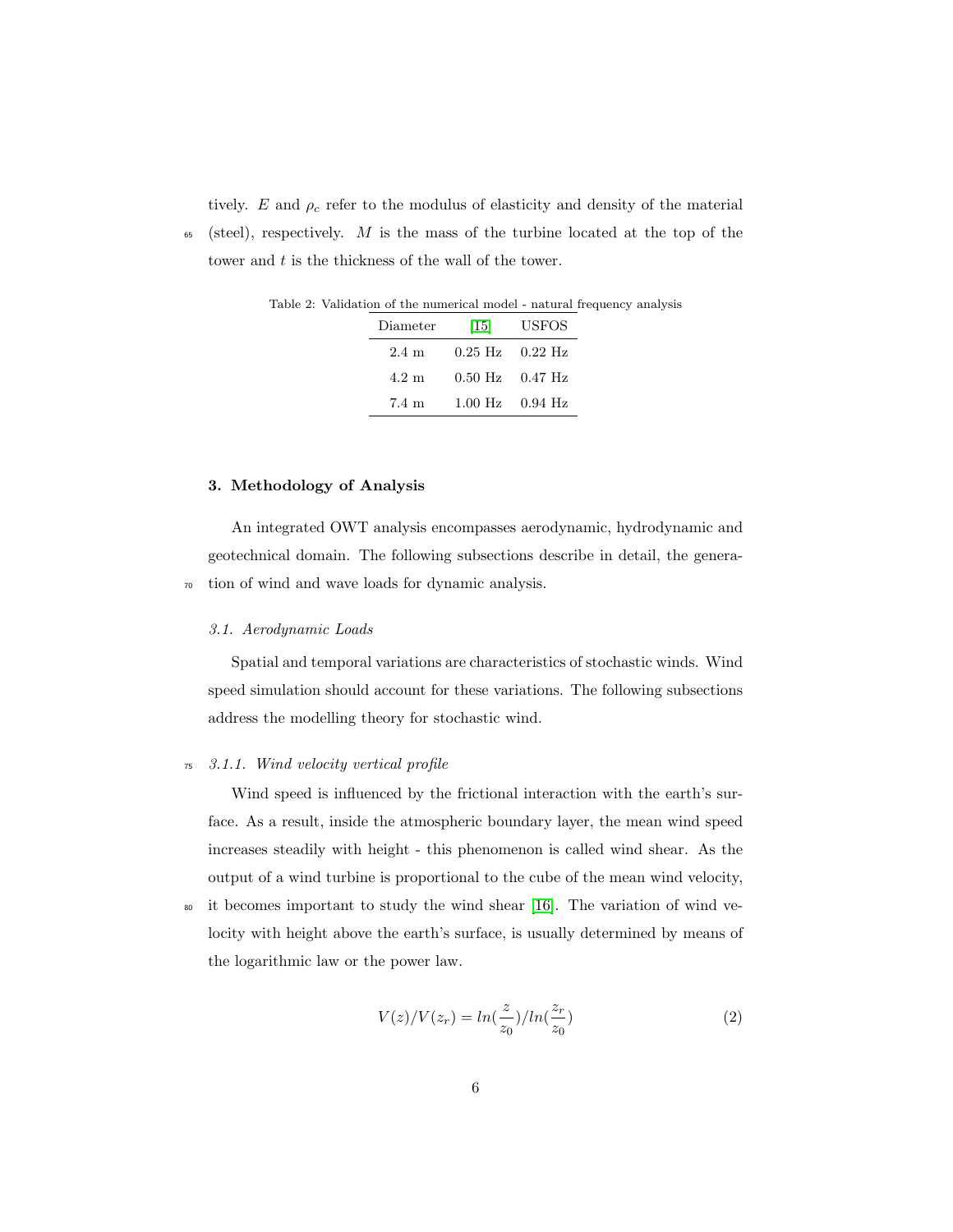tively. $E$ and $\rho_c$ refer to the modulus of elasticity and density of the material (steel), respectively. $M$ is the mass of the turbine located at the top of the tower and $t$ is the thickness of the wall of the tower.

Table 2: Validation of the numerical model - natural frequency analysis

| Diameter | [15] | USFOS |
|---|---|---|
| 2.4 m | 0.25 Hz | 0.22 Hz |
| 4.2 m | 0.50 Hz | 0.47 Hz |
| 7.4 m | 1.00 Hz | 0.94 Hz |

## 3. Methodology of Analysis

An integrated OWT analysis encompasses aerodynamic, hydrodynamic and geotechnical domain. The following subsections describe in detail, the generation of wind and wave loads for dynamic analysis.

### *3.1. Aerodynamic Loads*

Spatial and temporal variations are characteristics of stochastic winds. Wind speed simulation should account for these variations. The following subsections address the modelling theory for stochastic wind.

#### *3.1.1. Wind velocity vertical profile*

Wind speed is influenced by the frictional interaction with the earth's surface. As a result, inside the atmospheric boundary layer, the mean wind speed increases steadily with height - this phenomenon is called wind shear. As the output of a wind turbine is proportional to the cube of the mean wind velocity, it becomes important to study the wind shear [16]. The variation of wind velocity with height above the earth's surface, is usually determined by means of the logarithmic law or the power law.

$$V(z)/V(z_r) = ln(\frac{z}{z_0})/ln(\frac{z_r}{z_0}) \tag{2}$$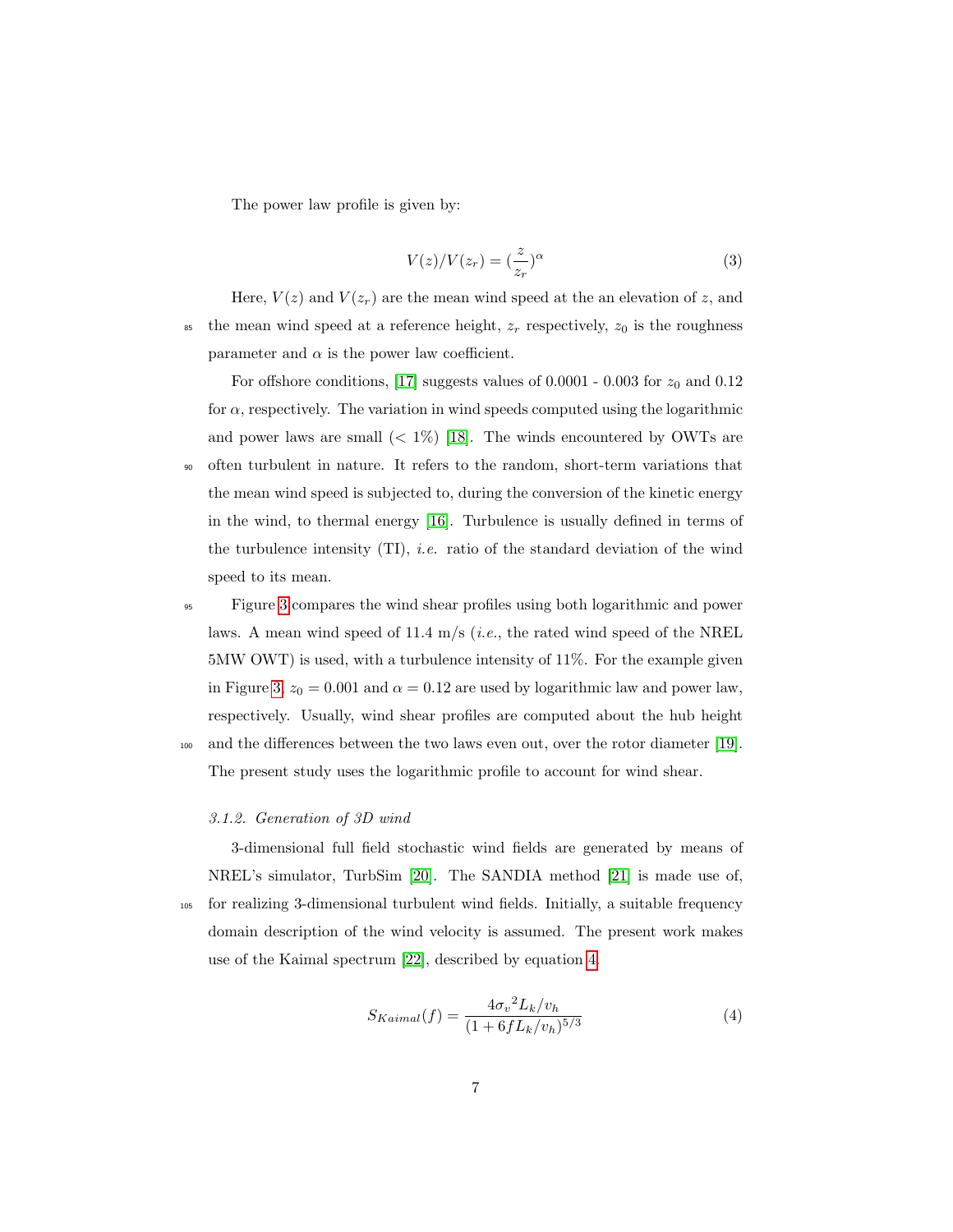The power law profile is given by:

$$V(z)/V(z_r) = (\frac{z}{z_r})^{\alpha} \tag{3}$$

Here, $V(z)$ and $V(z_r)$ are the mean wind speed at the an elevation of $z$, and the mean wind speed at a reference height, $z_r$ respectively, $z_0$ is the roughness parameter and $\alpha$ is the power law coefficient.

For offshore conditions, [17] suggests values of 0.0001 - 0.003 for $z_0$ and 0.12 for $\alpha$, respectively. The variation in wind speeds computed using the logarithmic and power laws are small ($< 1\%$) [18]. The winds encountered by OWTs are often turbulent in nature. It refers to the random, short-term variations that the mean wind speed is subjected to, during the conversion of the kinetic energy in the wind, to thermal energy [16]. Turbulence is usually defined in terms of the turbulence intensity (TI), *i.e.* ratio of the standard deviation of the wind speed to its mean.

Figure 3 compares the wind shear profiles using both logarithmic and power laws. A mean wind speed of 11.4 m/s (*i.e.*, the rated wind speed of the NREL 5MW OWT) is used, with a turbulence intensity of 11%. For the example given in Figure 3, $z_0 = 0.001$ and $\alpha = 0.12$ are used by logarithmic law and power law, respectively. Usually, wind shear profiles are computed about the hub height and the differences between the two laws even out, over the rotor diameter [19]. The present study uses the logarithmic profile to account for wind shear.

#### *3.1.2. Generation of 3D wind*

3-dimensional full field stochastic wind fields are generated by means of NREL's simulator, TurbSim [20]. The SANDIA method [21] is made use of, for realizing 3-dimensional turbulent wind fields. Initially, a suitable frequency domain description of the wind velocity is assumed. The present work makes use of the Kaimal spectrum [22], described by equation 4.

$$S_{Kaimal}(f) = \frac{4{\sigma_v}^2 L_k/v_h}{(1 + 6fL_k/v_h)^{5/3}} \tag{4}$$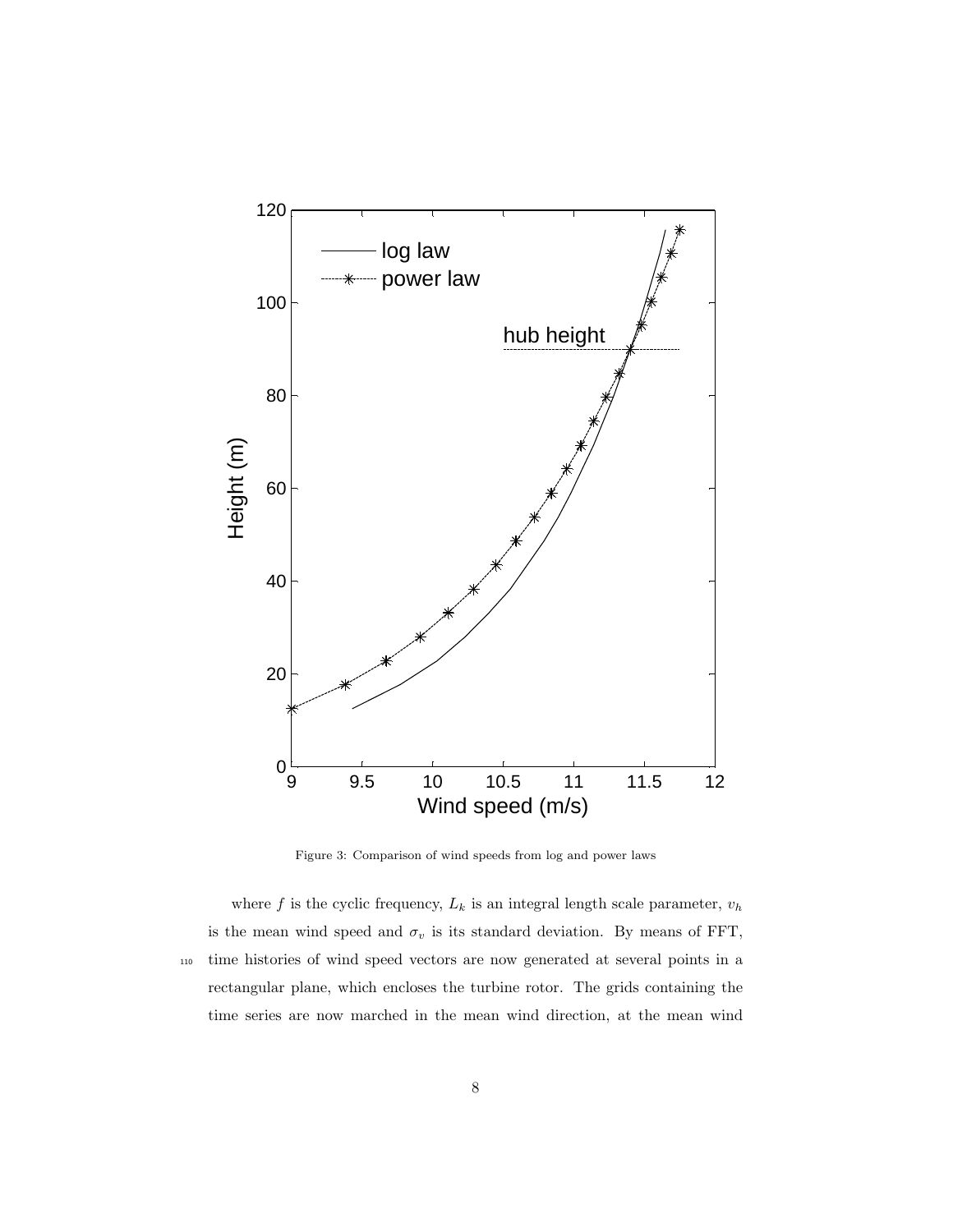Figure 3: Comparison of wind speeds from log and power laws

where $f$ is the cyclic frequency, $L_k$ is an integral length scale parameter, $v_h$ is the mean wind speed and $\sigma_v$ is its standard deviation. By means of FFT, time histories of wind speed vectors are now generated at several points in a rectangular plane, which encloses the turbine rotor. The grids containing the time series are now marched in the mean wind direction, at the mean wind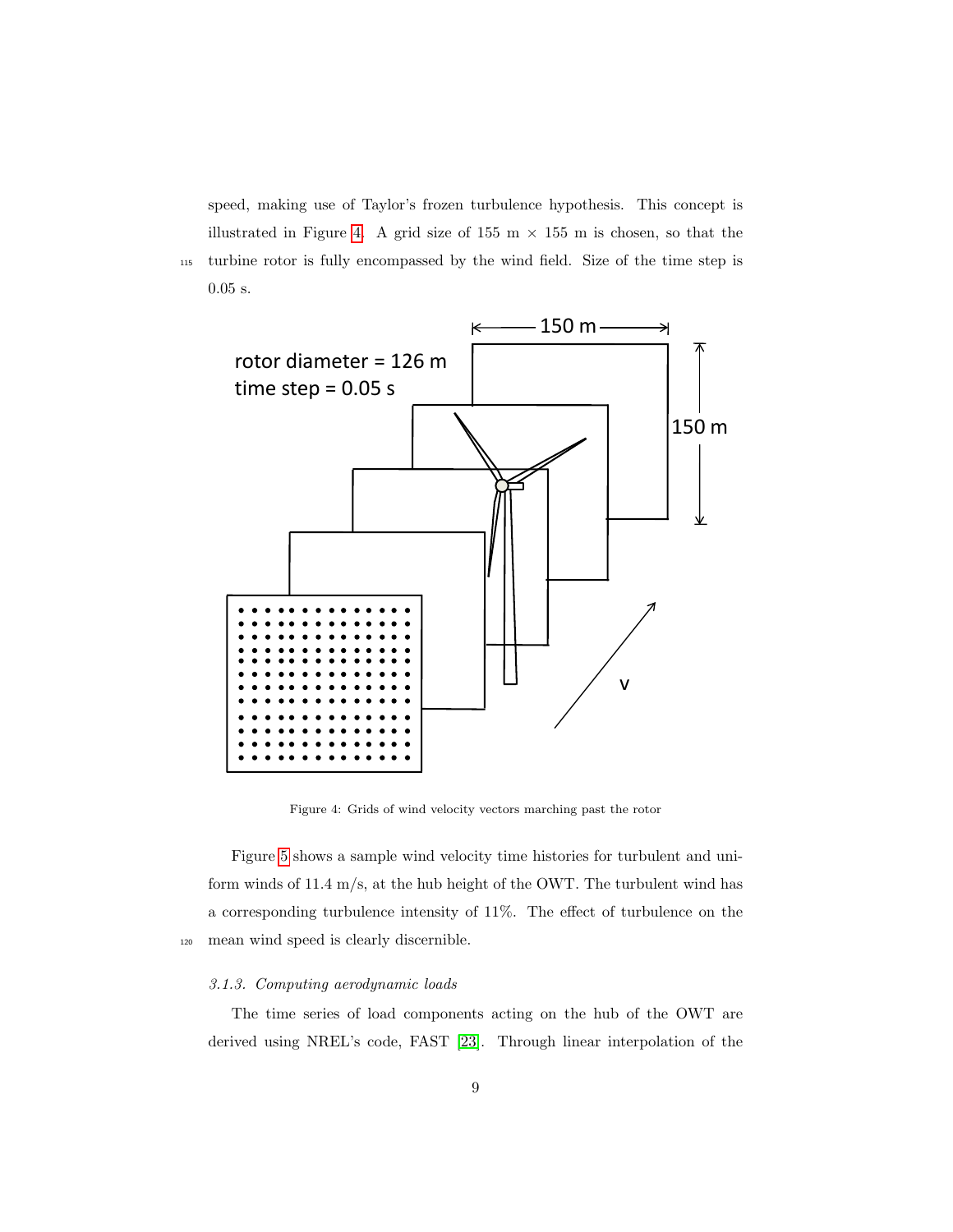speed, making use of Taylor's frozen turbulence hypothesis. This concept is illustrated in Figure 4. A grid size of 155 m × 155 m is chosen, so that the turbine rotor is fully encompassed by the wind field. Size of the time step is 0.05 s.

Figure 4: Grids of wind velocity vectors marching past the rotor

Figure 5 shows a sample wind velocity time histories for turbulent and uniform winds of 11.4 m/s, at the hub height of the OWT. The turbulent wind has a corresponding turbulence intensity of 11%. The effect of turbulence on the mean wind speed is clearly discernible.

#### *3.1.3. Computing aerodynamic loads*

The time series of load components acting on the hub of the OWT are derived using NREL's code, FAST [23]. Through linear interpolation of the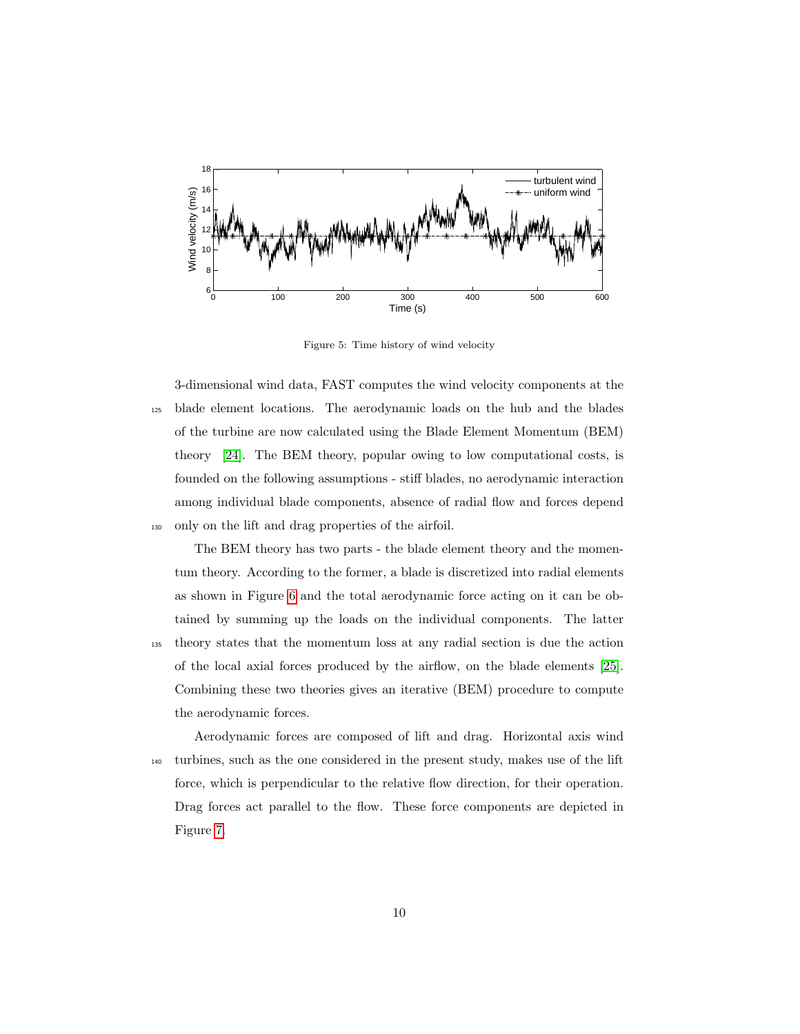Figure 5: Time history of wind velocity

3-dimensional wind data, FAST computes the wind velocity components at the blade element locations. The aerodynamic loads on the hub and the blades of the turbine are now calculated using the Blade Element Momentum (BEM) theory [24]. The BEM theory, popular owing to low computational costs, is founded on the following assumptions - stiff blades, no aerodynamic interaction among individual blade components, absence of radial flow and forces depend only on the lift and drag properties of the airfoil.

The BEM theory has two parts - the blade element theory and the momentum theory. According to the former, a blade is discretized into radial elements as shown in Figure 6 and the total aerodynamic force acting on it can be obtained by summing up the loads on the individual components. The latter theory states that the momentum loss at any radial section is due the action of the local axial forces produced by the airflow, on the blade elements [25]. Combining these two theories gives an iterative (BEM) procedure to compute the aerodynamic forces.

Aerodynamic forces are composed of lift and drag. Horizontal axis wind turbines, such as the one considered in the present study, makes use of the lift force, which is perpendicular to the relative flow direction, for their operation. Drag forces act parallel to the flow. These force components are depicted in Figure 7.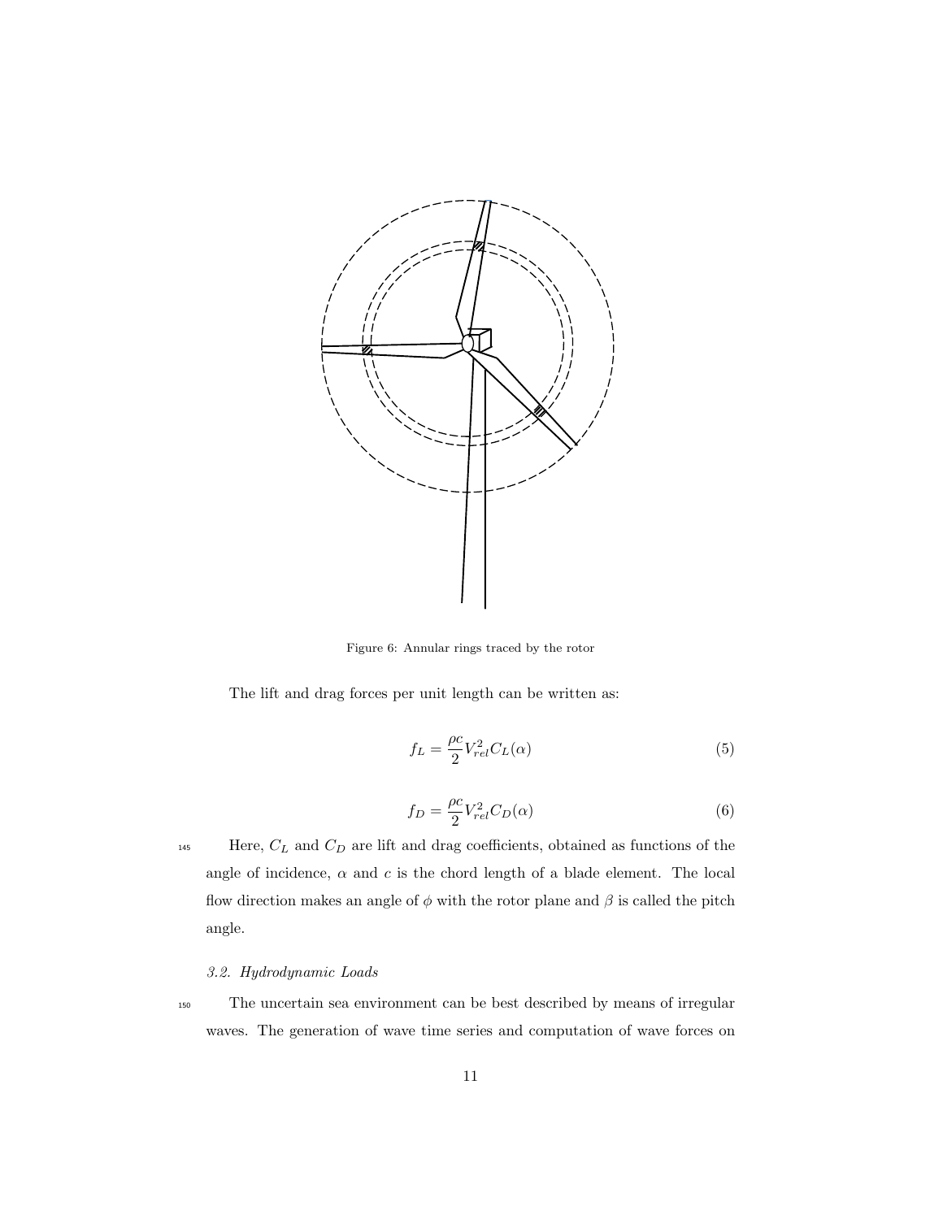Figure 6: Annular rings traced by the rotor

The lift and drag forces per unit length can be written as:

$$f_L = \frac{\rho c}{2} V_{rel}^2 C_L(\alpha) \tag{5}$$

$$f_D = \frac{\rho c}{2} V_{rel}^2 C_D(\alpha) \tag{6}$$

Here, $C_L$ and $C_D$ are lift and drag coefficients, obtained as functions of the angle of incidence, $\alpha$ and $c$ is the chord length of a blade element. The local flow direction makes an angle of $\phi$ with the rotor plane and $\beta$ is called the pitch angle.

### *3.2. Hydrodynamic Loads*

The uncertain sea environment can be best described by means of irregular waves. The generation of wave time series and computation of wave forces on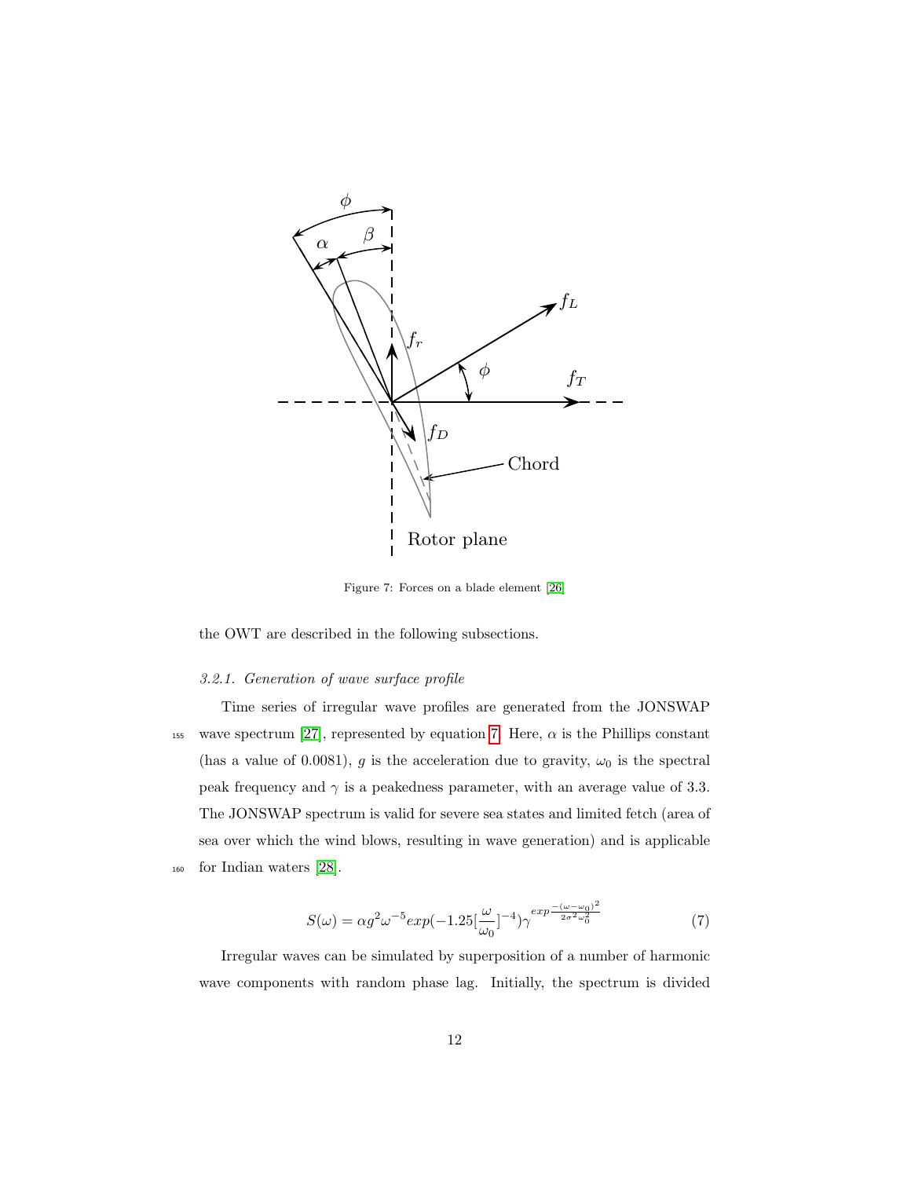Figure 7: Forces on a blade element [26]

the OWT are described in the following subsections.

### 3.2.1. Generation of wave surface profile

Time series of irregular wave profiles are generated from the JONSWAP wave spectrum [27], represented by equation 7. Here, $\alpha$ is the Phillips constant (has a value of 0.0081), $g$ is the acceleration due to gravity, $\omega_0$ is the spectral peak frequency and $\gamma$ is a peakedness parameter, with an average value of 3.3. The JONSWAP spectrum is valid for severe sea states and limited fetch (area of sea over which the wind blows, resulting in wave generation) and is applicable for Indian waters [28].

$$S(\omega) = \alpha g^2 \omega^{-5} exp(-1.25[\frac{\omega}{\omega_0}]^{-4}) \gamma^{exp\frac{-(\omega-\omega_0)^2}{2\sigma^2\omega_0^2}} \tag{7}$$

Irregular waves can be simulated by superposition of a number of harmonic wave components with random phase lag. Initially, the spectrum is divided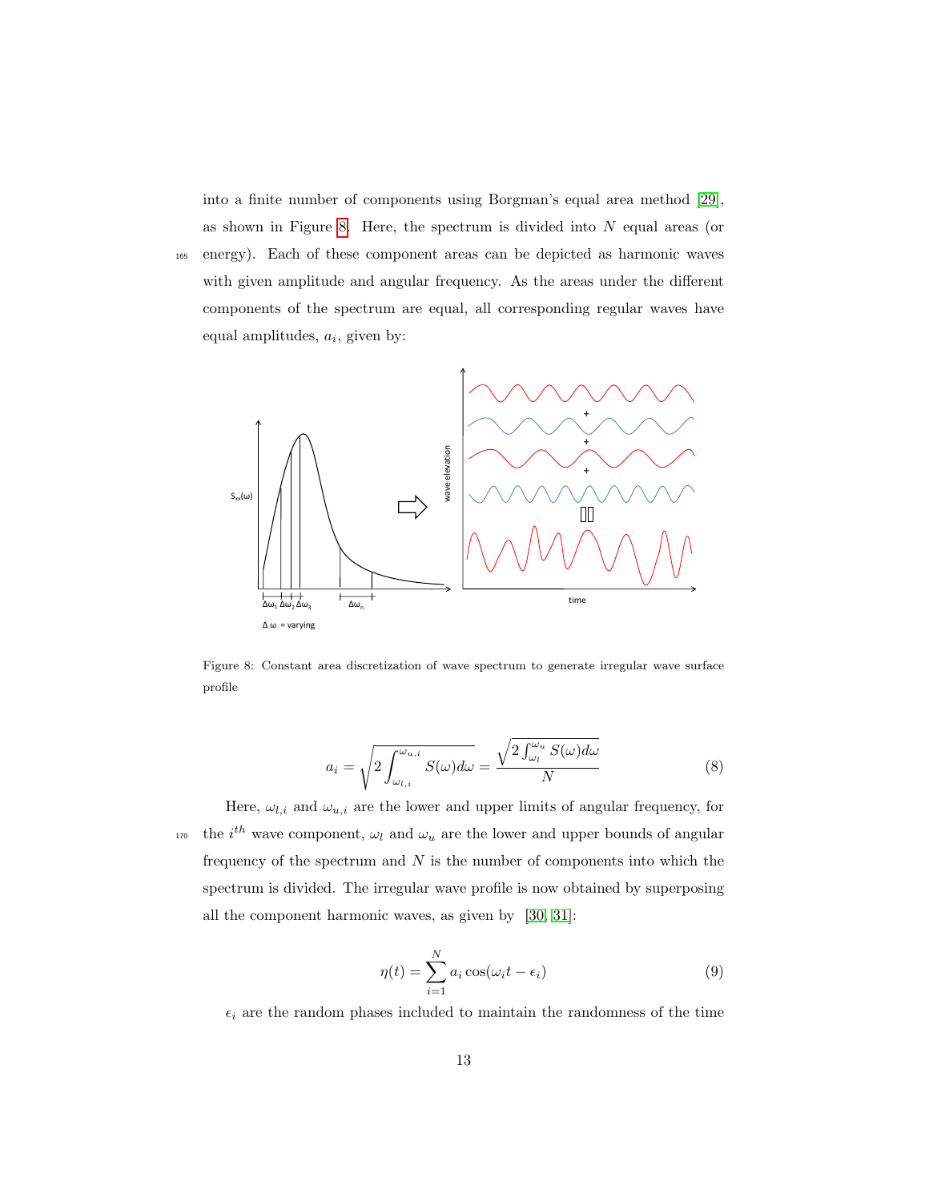into a finite number of components using Borgman's equal area method [29], as shown in Figure 8. Here, the spectrum is divided into $N$ equal areas (or energy). Each of these component areas can be depicted as harmonic waves with given amplitude and angular frequency. As the areas under the different components of the spectrum are equal, all corresponding regular waves have equal amplitudes, $a_i$, given by:

Figure 8: Constant area discretization of wave spectrum to generate irregular wave surface profile

$$a_i = \sqrt{2\int_{\omega_{l,i}}^{\omega_{u,i}} S(\omega)d\omega} = \frac{\sqrt{2\int_{\omega_l}^{\omega_u} S(\omega)d\omega}}{N} \tag{8}$$

Here, $\omega_{l,i}$ and $\omega_{u,i}$ are the lower and upper limits of angular frequency, for the $i^{th}$ wave component, $\omega_l$ and $\omega_u$ are the lower and upper bounds of angular frequency of the spectrum and $N$ is the number of components into which the spectrum is divided. The irregular wave profile is now obtained by superposing all the component harmonic waves, as given by [30, 31]:

$$\eta(t) = \sum_{i=1}^{N} a_i \cos(\omega_i t - \epsilon_i) \tag{9}$$

$\epsilon_i$ are the random phases included to maintain the randomness of the time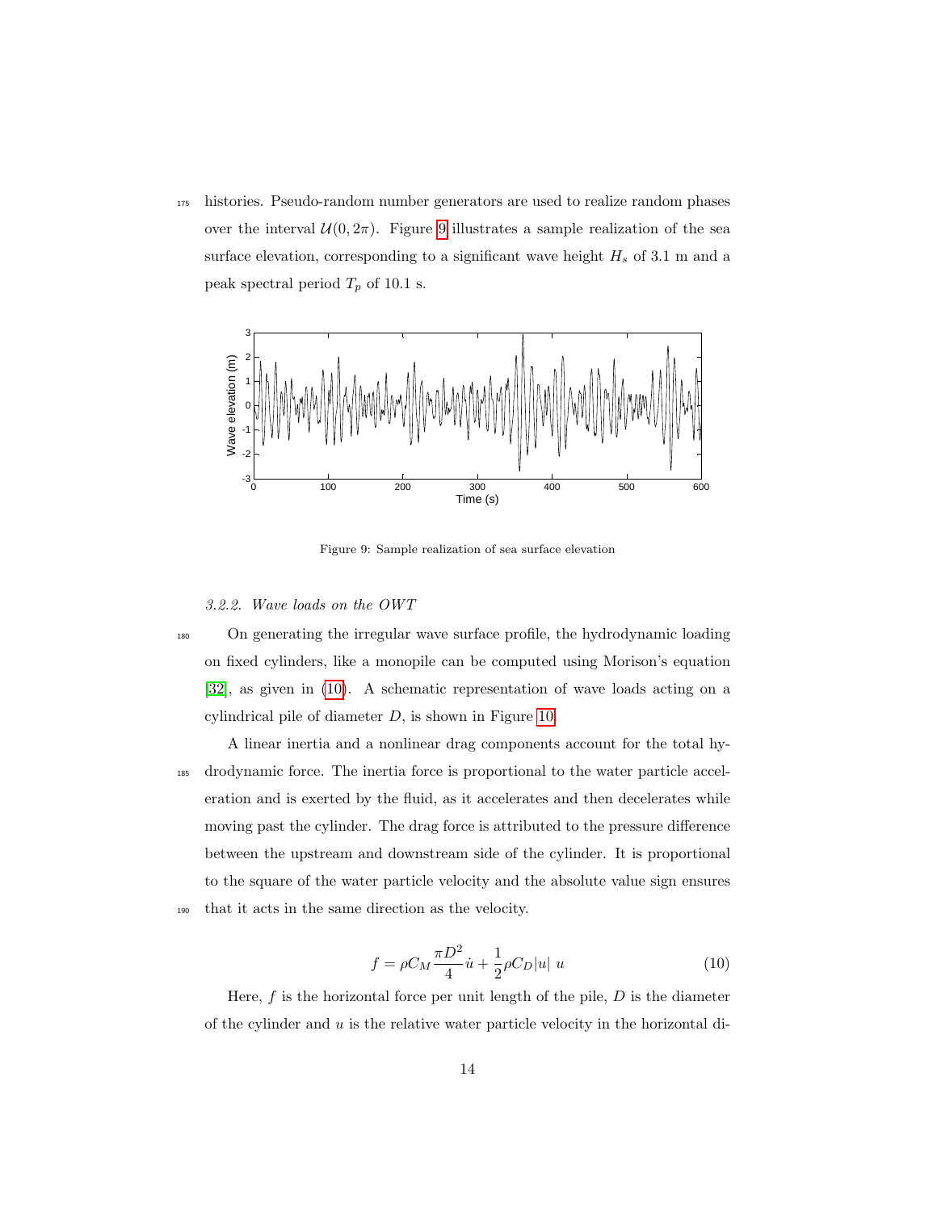histories. Pseudo-random number generators are used to realize random phases over the interval $\mathcal{U}(0, 2\pi)$. Figure 9 illustrates a sample realization of the sea surface elevation, corresponding to a significant wave height $H_s$ of 3.1 m and a peak spectral period $T_p$ of 10.1 s.

Figure 9: Sample realization of sea surface elevation

### 3.2.2. Wave loads on the OWT

On generating the irregular wave surface profile, the hydrodynamic loading on fixed cylinders, like a monopile can be computed using Morison's equation [32], as given in (10). A schematic representation of wave loads acting on a cylindrical pile of diameter $D$, is shown in Figure 10.

A linear inertia and a nonlinear drag components account for the total hydrodynamic force. The inertia force is proportional to the water particle acceleration and is exerted by the fluid, as it accelerates and then decelerates while moving past the cylinder. The drag force is attributed to the pressure difference between the upstream and downstream side of the cylinder. It is proportional to the square of the water particle velocity and the absolute value sign ensures that it acts in the same direction as the velocity.

$$f = \rho C_M \frac{\pi D^2}{4} \dot{u} + \frac{1}{2} \rho C_D |u| \; u \tag{10}$$

Here, $f$ is the horizontal force per unit length of the pile, $D$ is the diameter of the cylinder and $u$ is the relative water particle velocity in the horizontal di-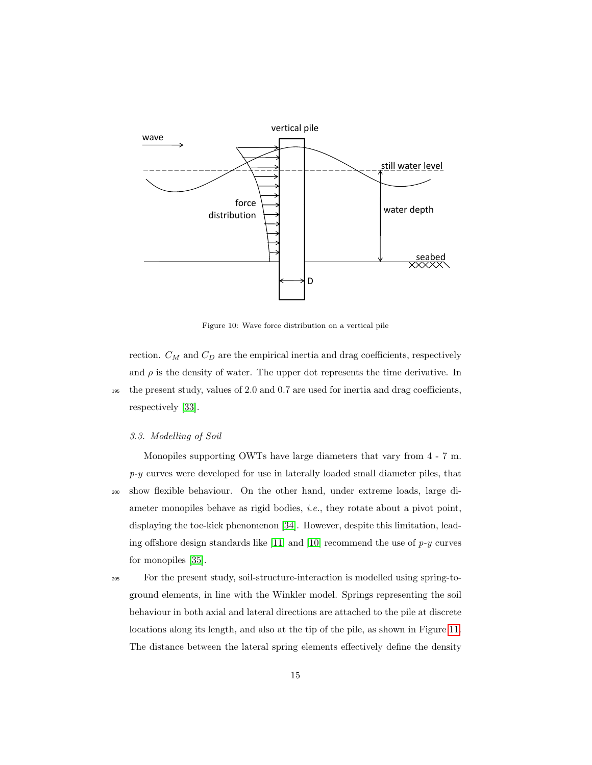Figure 10: Wave force distribution on a vertical pile

rection. $C_M$ and $C_D$ are the empirical inertia and drag coefficients, respectively and $\rho$ is the density of water. The upper dot represents the time derivative. In the present study, values of 2.0 and 0.7 are used for inertia and drag coefficients, respectively [33].

### 3.3. Modelling of Soil

Monopiles supporting OWTs have large diameters that vary from 4 - 7 m. *p-y* curves were developed for use in laterally loaded small diameter piles, that show flexible behaviour. On the other hand, under extreme loads, large diameter monopiles behave as rigid bodies, *i.e.*, they rotate about a pivot point, displaying the toe-kick phenomenon [34]. However, despite this limitation, leading offshore design standards like [11] and [10] recommend the use of *p-y* curves for monopiles [35].

For the present study, soil-structure-interaction is modelled using spring-to-ground elements, in line with the Winkler model. Springs representing the soil behaviour in both axial and lateral directions are attached to the pile at discrete locations along its length, and also at the tip of the pile, as shown in Figure 11. The distance between the lateral spring elements effectively define the density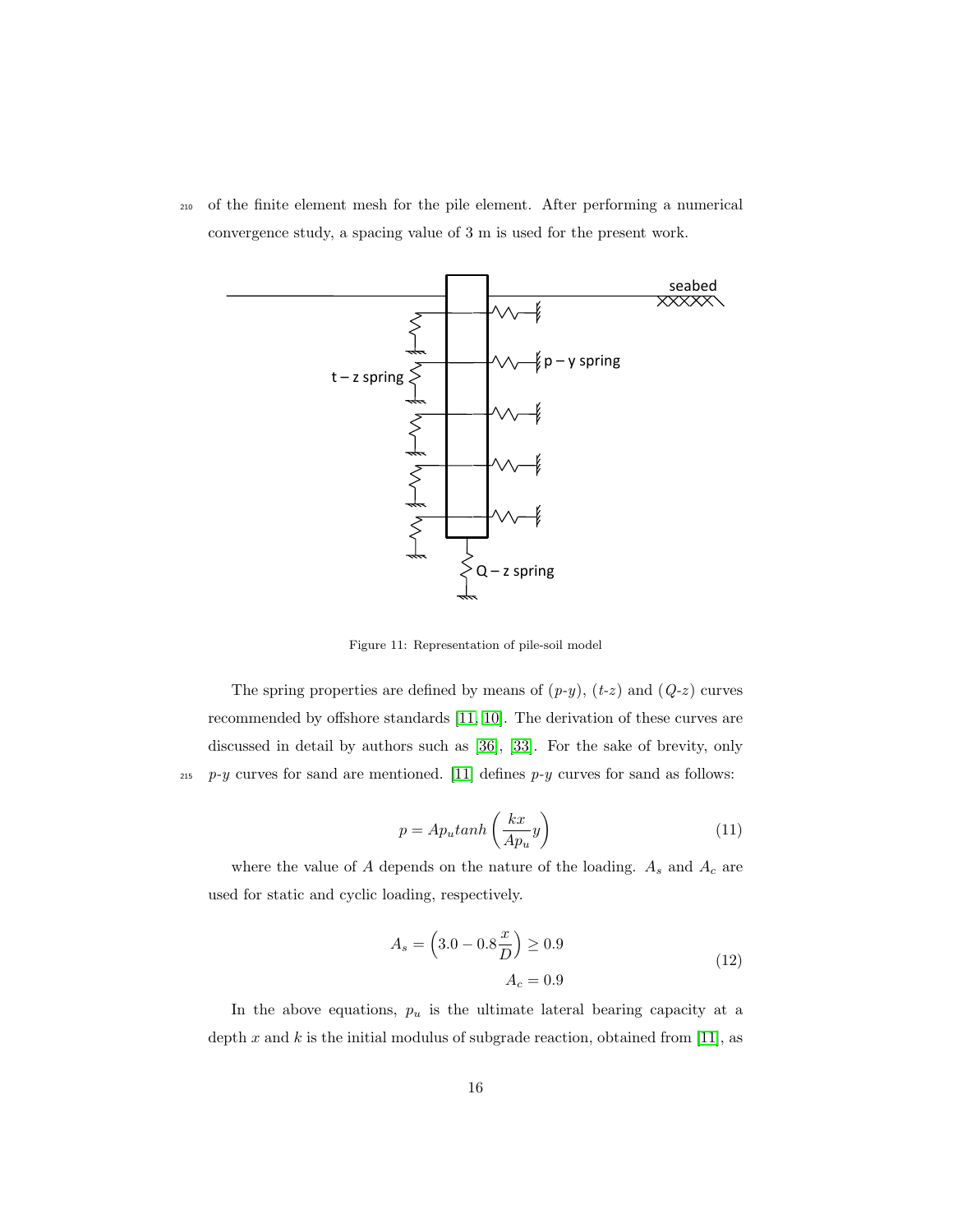of the finite element mesh for the pile element. After performing a numerical convergence study, a spacing value of 3 m is used for the present work.

Figure 11: Representation of pile-soil model

The spring properties are defined by means of ($p$-$y$), ($t$-$z$) and ($Q$-$z$) curves recommended by offshore standards [11, 10]. The derivation of these curves are discussed in detail by authors such as [36], [33]. For the sake of brevity, only $p$-$y$ curves for sand are mentioned. [11] defines $p$-$y$ curves for sand as follows:

$$p = Ap_u tanh\left(\frac{kx}{Ap_u}y\right) \tag{11}$$

where the value of $A$ depends on the nature of the loading. $A_s$ and $A_c$ are used for static and cyclic loading, respectively.

$$A_s = \left(3.0 - 0.8\frac{x}{D}\right) \geq 0.9$$
$$A_c = 0.9 \tag{12}$$

In the above equations, $p_u$ is the ultimate lateral bearing capacity at a depth $x$ and $k$ is the initial modulus of subgrade reaction, obtained from [11], as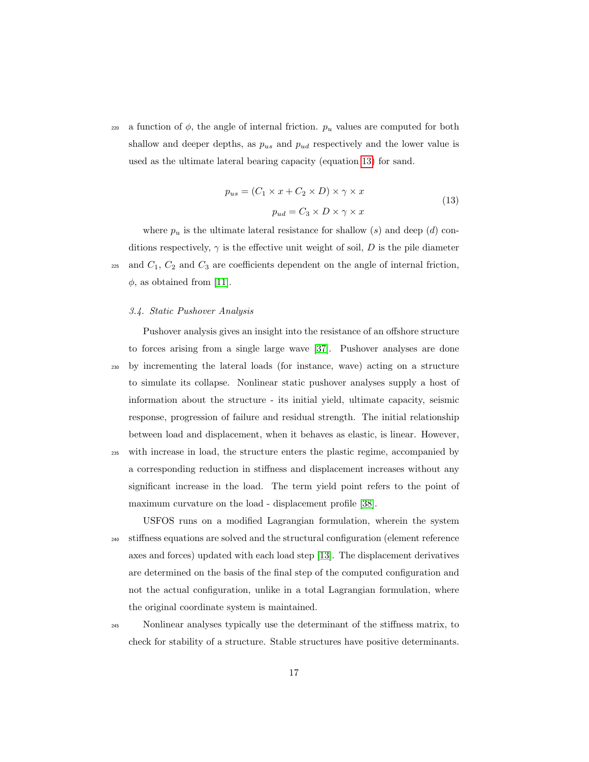a function of $\phi$, the angle of internal friction. $p_u$ values are computed for both shallow and deeper depths, as $p_{us}$ and $p_{ud}$ respectively and the lower value is used as the ultimate lateral bearing capacity (equation 13) for sand.

$$
\begin{aligned}
p_{us} &= (C_1 \times x + C_2 \times D) \times \gamma \times x \\
p_{ud} &= C_3 \times D \times \gamma \times x
\end{aligned}
\tag{13}
$$

where $p_u$ is the ultimate lateral resistance for shallow ($s$) and deep ($d$) conditions respectively, $\gamma$ is the effective unit weight of soil, $D$ is the pile diameter and $C_1$, $C_2$ and $C_3$ are coefficients dependent on the angle of internal friction, $\phi$, as obtained from [11].

### 3.4. Static Pushover Analysis

Pushover analysis gives an insight into the resistance of an offshore structure to forces arising from a single large wave [37]. Pushover analyses are done by incrementing the lateral loads (for instance, wave) acting on a structure to simulate its collapse. Nonlinear static pushover analyses supply a host of information about the structure - its initial yield, ultimate capacity, seismic response, progression of failure and residual strength. The initial relationship between load and displacement, when it behaves as elastic, is linear. However, with increase in load, the structure enters the plastic regime, accompanied by a corresponding reduction in stiffness and displacement increases without any significant increase in the load. The term yield point refers to the point of maximum curvature on the load - displacement profile [38].

USFOS runs on a modified Lagrangian formulation, wherein the system stiffness equations are solved and the structural configuration (element reference axes and forces) updated with each load step [13]. The displacement derivatives are determined on the basis of the final step of the computed configuration and not the actual configuration, unlike in a total Lagrangian formulation, where the original coordinate system is maintained.

Nonlinear analyses typically use the determinant of the stiffness matrix, to check for stability of a structure. Stable structures have positive determinants.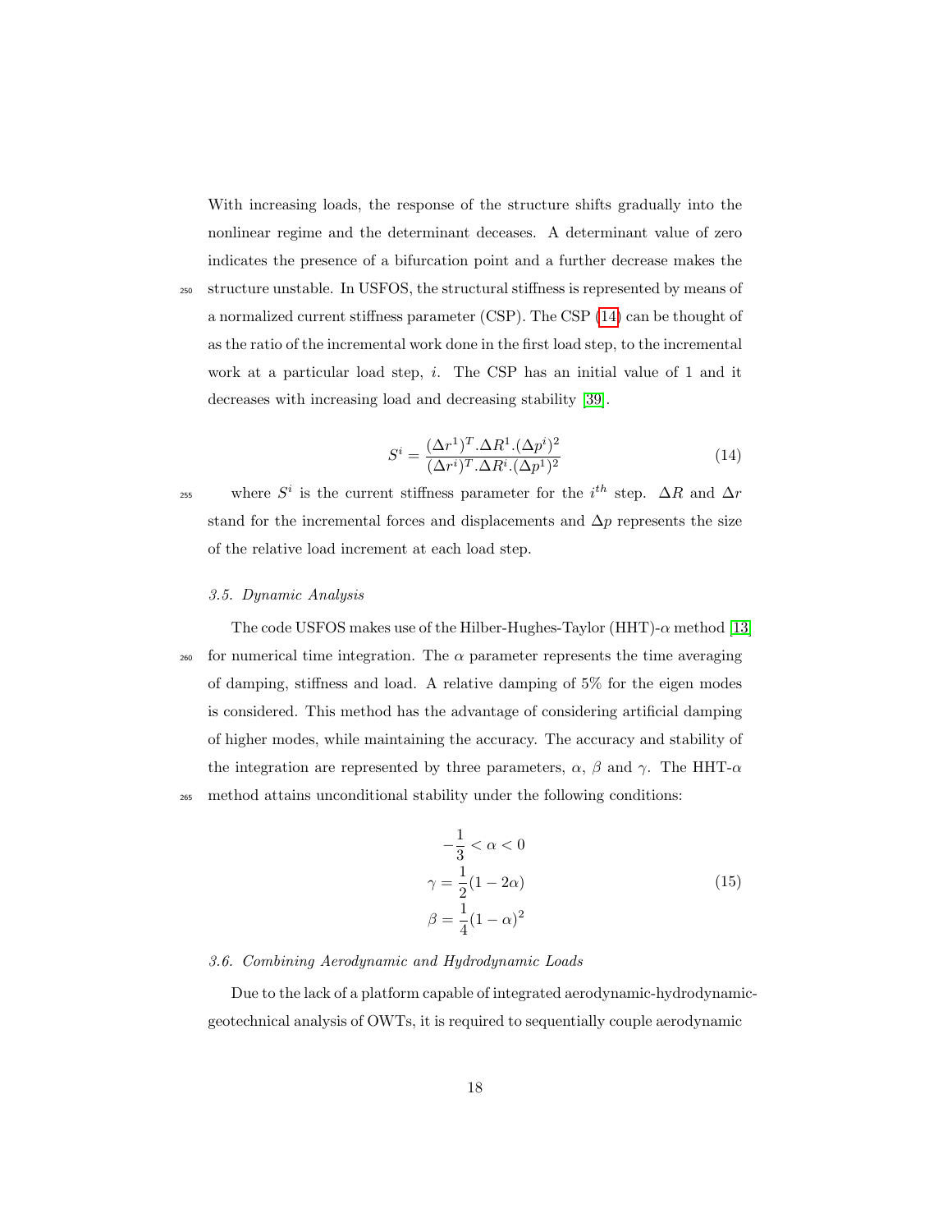With increasing loads, the response of the structure shifts gradually into the nonlinear regime and the determinant deceases. A determinant value of zero indicates the presence of a bifurcation point and a further decrease makes the structure unstable. In USFOS, the structural stiffness is represented by means of a normalized current stiffness parameter (CSP). The CSP (14) can be thought of as the ratio of the incremental work done in the first load step, to the incremental work at a particular load step, $i$. The CSP has an initial value of 1 and it decreases with increasing load and decreasing stability [39].

$$S^i = \frac{(\Delta r^1)^T.\Delta R^1.(\Delta p^i)^2}{(\Delta r^i)^T.\Delta R^i.(\Delta p^1)^2} \tag{14}$$

where $S^i$ is the current stiffness parameter for the $i^{th}$ step. $\Delta R$ and $\Delta r$ stand for the incremental forces and displacements and $\Delta p$ represents the size of the relative load increment at each load step.

### *3.5. Dynamic Analysis*

The code USFOS makes use of the Hilber-Hughes-Taylor (HHT)-$\alpha$ method [13] for numerical time integration. The $\alpha$ parameter represents the time averaging of damping, stiffness and load. A relative damping of 5% for the eigen modes is considered. This method has the advantage of considering artificial damping of higher modes, while maintaining the accuracy. The accuracy and stability of the integration are represented by three parameters, $\alpha$, $\beta$ and $\gamma$. The HHT-$\alpha$ method attains unconditional stability under the following conditions:

$$\begin{aligned} -\frac{1}{3} &< \alpha < 0 \\ \gamma &= \frac{1}{2}(1-2\alpha) \\ \beta &= \frac{1}{4}(1-\alpha)^2 \end{aligned} \tag{15}$$

### *3.6. Combining Aerodynamic and Hydrodynamic Loads*

Due to the lack of a platform capable of integrated aerodynamic-hydrodynamic-geotechnical analysis of OWTs, it is required to sequentially couple aerodynamic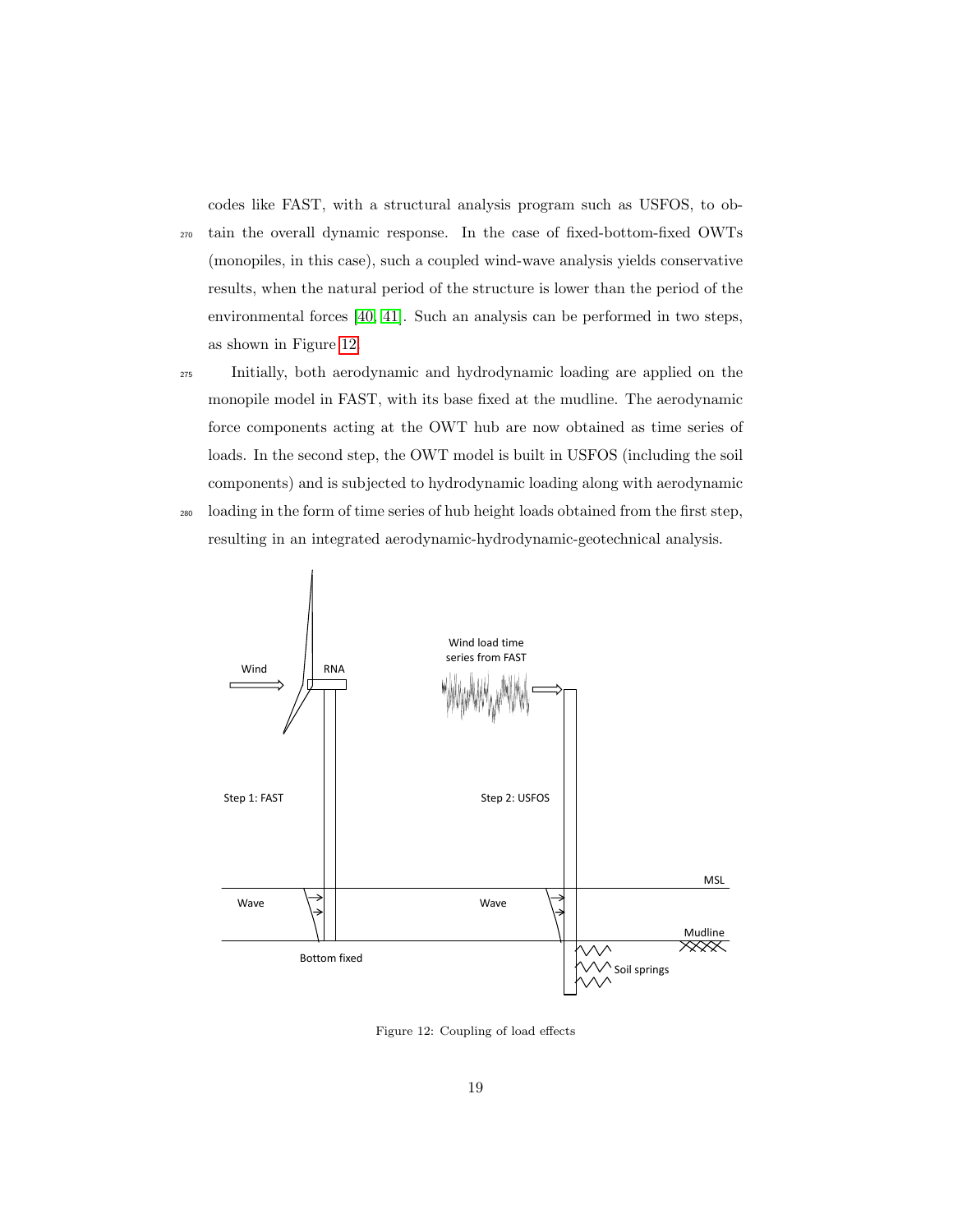codes like FAST, with a structural analysis program such as USFOS, to obtain the overall dynamic response. In the case of fixed-bottom-fixed OWTs (monopiles, in this case), such a coupled wind-wave analysis yields conservative results, when the natural period of the structure is lower than the period of the environmental forces [40, 41]. Such an analysis can be performed in two steps, as shown in Figure 12.

Initially, both aerodynamic and hydrodynamic loading are applied on the monopile model in FAST, with its base fixed at the mudline. The aerodynamic force components acting at the OWT hub are now obtained as time series of loads. In the second step, the OWT model is built in USFOS (including the soil components) and is subjected to hydrodynamic loading along with aerodynamic loading in the form of time series of hub height loads obtained from the first step, resulting in an integrated aerodynamic-hydrodynamic-geotechnical analysis.

Figure 12: Coupling of load effects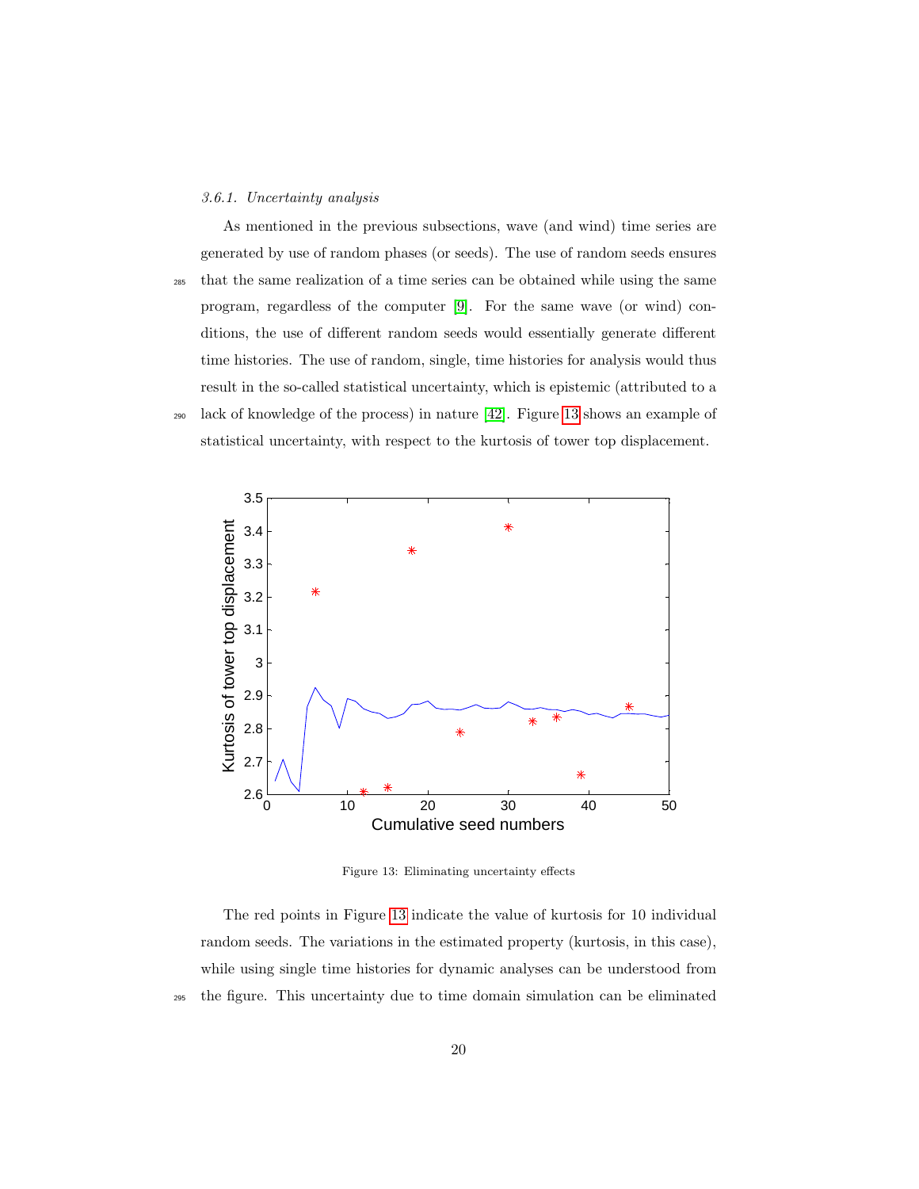#### 3.6.1. Uncertainty analysis

As mentioned in the previous subsections, wave (and wind) time series are generated by use of random phases (or seeds). The use of random seeds ensures that the same realization of a time series can be obtained while using the same program, regardless of the computer [9]. For the same wave (or wind) conditions, the use of different random seeds would essentially generate different time histories. The use of random, single, time histories for analysis would thus result in the so-called statistical uncertainty, which is epistemic (attributed to a lack of knowledge of the process) in nature [42]. Figure 13 shows an example of statistical uncertainty, with respect to the kurtosis of tower top displacement.

Figure 13: Eliminating uncertainty effects

The red points in Figure 13 indicate the value of kurtosis for 10 individual random seeds. The variations in the estimated property (kurtosis, in this case), while using single time histories for dynamic analyses can be understood from the figure. This uncertainty due to time domain simulation can be eliminated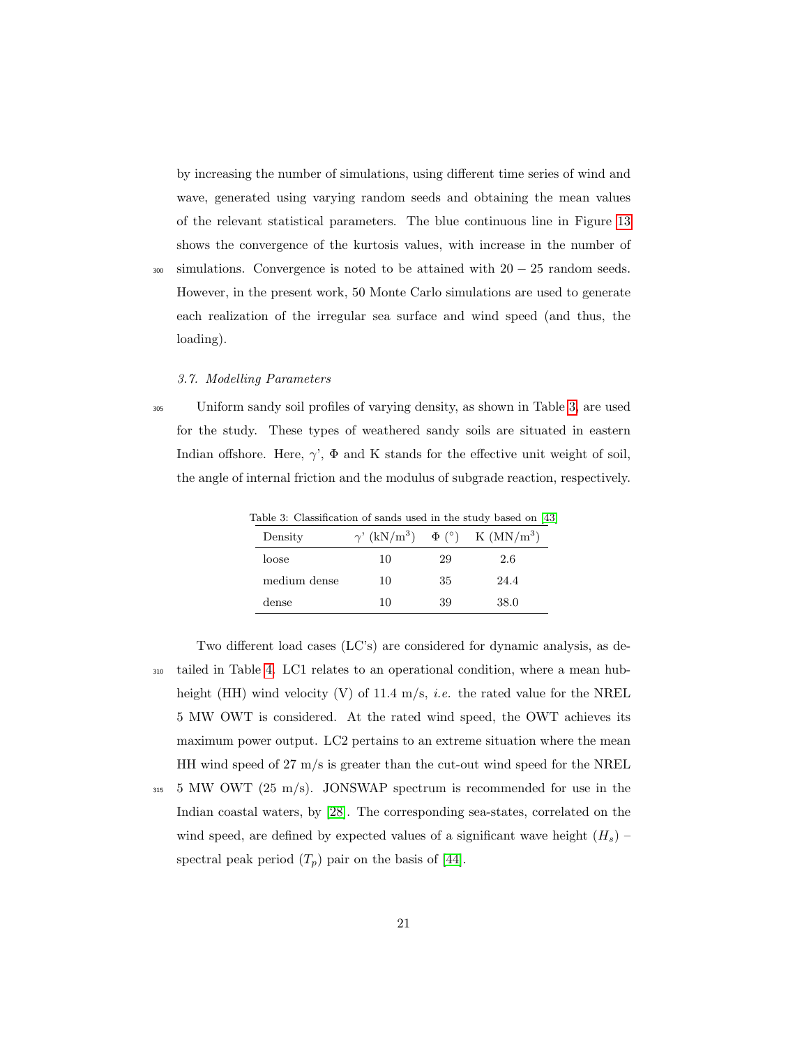by increasing the number of simulations, using different time series of wind and wave, generated using varying random seeds and obtaining the mean values of the relevant statistical parameters. The blue continuous line in Figure 13 shows the convergence of the kurtosis values, with increase in the number of simulations. Convergence is noted to be attained with $20 - 25$ random seeds. However, in the present work, 50 Monte Carlo simulations are used to generate each realization of the irregular sea surface and wind speed (and thus, the loading).

### *3.7. Modelling Parameters*

Uniform sandy soil profiles of varying density, as shown in Table 3, are used for the study. These types of weathered sandy soils are situated in eastern Indian offshore. Here, $\gamma$', $\Phi$ and K stands for the effective unit weight of soil, the angle of internal friction and the modulus of subgrade reaction, respectively.

Table 3: Classification of sands used in the study based on [43]

| Density | $\gamma$' (kN/m$^3$) | $\Phi$ (°) | K (MN/m$^3$) |
|---|---|---|---|
| loose | 10 | 29 | 2.6 |
| medium dense | 10 | 35 | 24.4 |
| dense | 10 | 39 | 38.0 |

Two different load cases (LC's) are considered for dynamic analysis, as detailed in Table 4. LC1 relates to an operational condition, where a mean hub-height (HH) wind velocity (V) of 11.4 m/s, *i.e.* the rated value for the NREL 5 MW OWT is considered. At the rated wind speed, the OWT achieves its maximum power output. LC2 pertains to an extreme situation where the mean HH wind speed of 27 m/s is greater than the cut-out wind speed for the NREL 5 MW OWT (25 m/s). JONSWAP spectrum is recommended for use in the Indian coastal waters, by [28]. The corresponding sea-states, correlated on the wind speed, are defined by expected values of a significant wave height ($H_s$) – spectral peak period ($T_p$) pair on the basis of [44].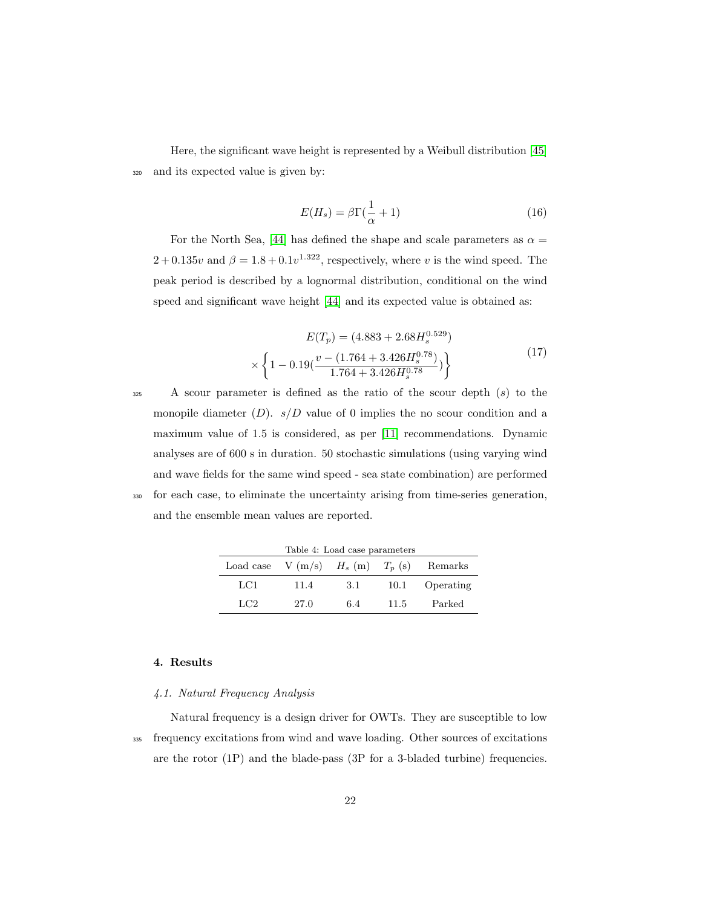Here, the significant wave height is represented by a Weibull distribution [45] and its expected value is given by:

$$E(H_s) = \beta\Gamma(\frac{1}{\alpha} + 1) \tag{16}$$

For the North Sea, [44] has defined the shape and scale parameters as $\alpha = 2 + 0.135v$ and $\beta = 1.8 + 0.1v^{1.322}$, respectively, where $v$ is the wind speed. The peak period is described by a lognormal distribution, conditional on the wind speed and significant wave height [44] and its expected value is obtained as:

$$\begin{aligned} E(T_p) &= (4.883 + 2.68H_s^{0.529}) \\ &\times \left\{1 - 0.19\left(\frac{v - (1.764 + 3.426H_s^{0.78})}{1.764 + 3.426H_s^{0.78}}\right)\right\} \end{aligned} \tag{17}$$

A scour parameter is defined as the ratio of the scour depth ($s$) to the monopile diameter ($D$). $s/D$ value of 0 implies the no scour condition and a maximum value of 1.5 is considered, as per [11] recommendations. Dynamic analyses are of 600 s in duration. 50 stochastic simulations (using varying wind and wave fields for the same wind speed - sea state combination) are performed for each case, to eliminate the uncertainty arising from time-series generation, and the ensemble mean values are reported.

Table 4: Load case parameters

| Load case | V (m/s) | $H_s$ (m) | $T_p$ (s) | Remarks |
|---|---|---|---|---|
| LC1 | 11.4 | 3.1 | 10.1 | Operating |
| LC2 | 27.0 | 6.4 | 11.5 | Parked |

## 4. Results

### 4.1. Natural Frequency Analysis

Natural frequency is a design driver for OWTs. They are susceptible to low frequency excitations from wind and wave loading. Other sources of excitations are the rotor (1P) and the blade-pass (3P for a 3-bladed turbine) frequencies.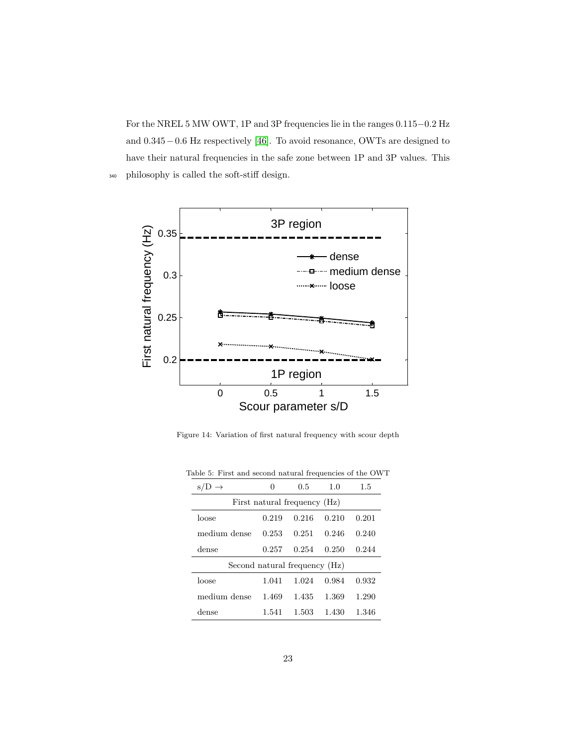For the NREL 5 MW OWT, 1P and 3P frequencies lie in the ranges $0.115-0.2$ Hz and $0.345-0.6$ Hz respectively [46]. To avoid resonance, OWTs are designed to have their natural frequencies in the safe zone between 1P and 3P values. This philosophy is called the soft-stiff design.

Figure 14: Variation of first natural frequency with scour depth

Table 5: First and second natural frequencies of the OWT

| s/D → | 0 | 0.5 | 1.0 | 1.5 |
|---|---|---|---|---|
| First natural frequency (Hz) | | | | |
| loose | 0.219 | 0.216 | 0.210 | 0.201 |
| medium dense | 0.253 | 0.251 | 0.246 | 0.240 |
| dense | 0.257 | 0.254 | 0.250 | 0.244 |
| Second natural frequency (Hz) | | | | |
| loose | 1.041 | 1.024 | 0.984 | 0.932 |
| medium dense | 1.469 | 1.435 | 1.369 | 1.290 |
| dense | 1.541 | 1.503 | 1.430 | 1.346 |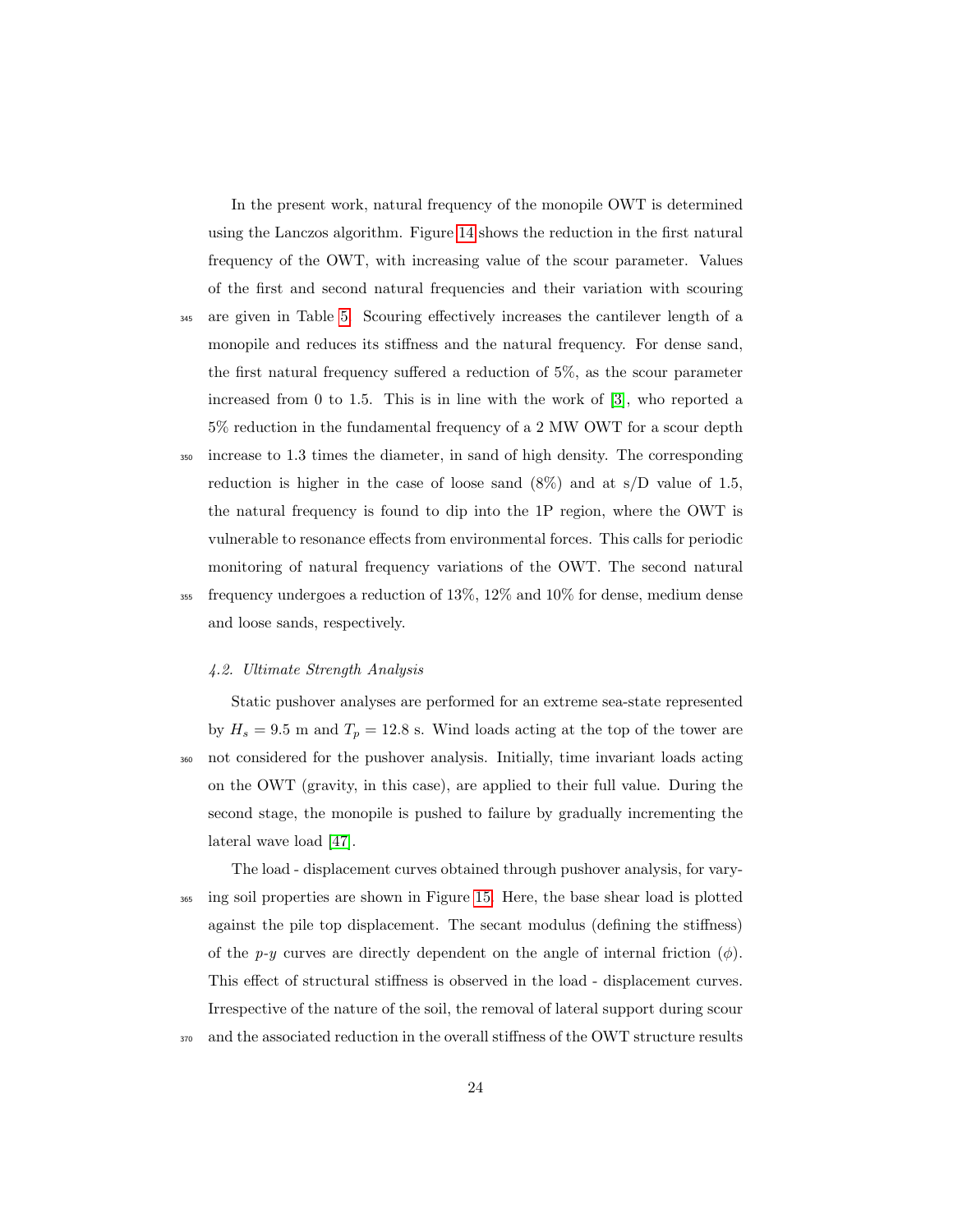In the present work, natural frequency of the monopile OWT is determined using the Lanczos algorithm. Figure 14 shows the reduction in the first natural frequency of the OWT, with increasing value of the scour parameter. Values of the first and second natural frequencies and their variation with scouring are given in Table 5. Scouring effectively increases the cantilever length of a monopile and reduces its stiffness and the natural frequency. For dense sand, the first natural frequency suffered a reduction of 5%, as the scour parameter increased from 0 to 1.5. This is in line with the work of [3], who reported a 5% reduction in the fundamental frequency of a 2 MW OWT for a scour depth increase to 1.3 times the diameter, in sand of high density. The corresponding reduction is higher in the case of loose sand (8%) and at s/D value of 1.5, the natural frequency is found to dip into the 1P region, where the OWT is vulnerable to resonance effects from environmental forces. This calls for periodic monitoring of natural frequency variations of the OWT. The second natural frequency undergoes a reduction of 13%, 12% and 10% for dense, medium dense and loose sands, respectively.

### *4.2. Ultimate Strength Analysis*

Static pushover analyses are performed for an extreme sea-state represented by $H_s = 9.5$ m and $T_p = 12.8$ s. Wind loads acting at the top of the tower are not considered for the pushover analysis. Initially, time invariant loads acting on the OWT (gravity, in this case), are applied to their full value. During the second stage, the monopile is pushed to failure by gradually incrementing the lateral wave load [47].

The load - displacement curves obtained through pushover analysis, for varying soil properties are shown in Figure 15. Here, the base shear load is plotted against the pile top displacement. The secant modulus (defining the stiffness) of the *p*-*y* curves are directly dependent on the angle of internal friction ($\phi$). This effect of structural stiffness is observed in the load - displacement curves. Irrespective of the nature of the soil, the removal of lateral support during scour and the associated reduction in the overall stiffness of the OWT structure results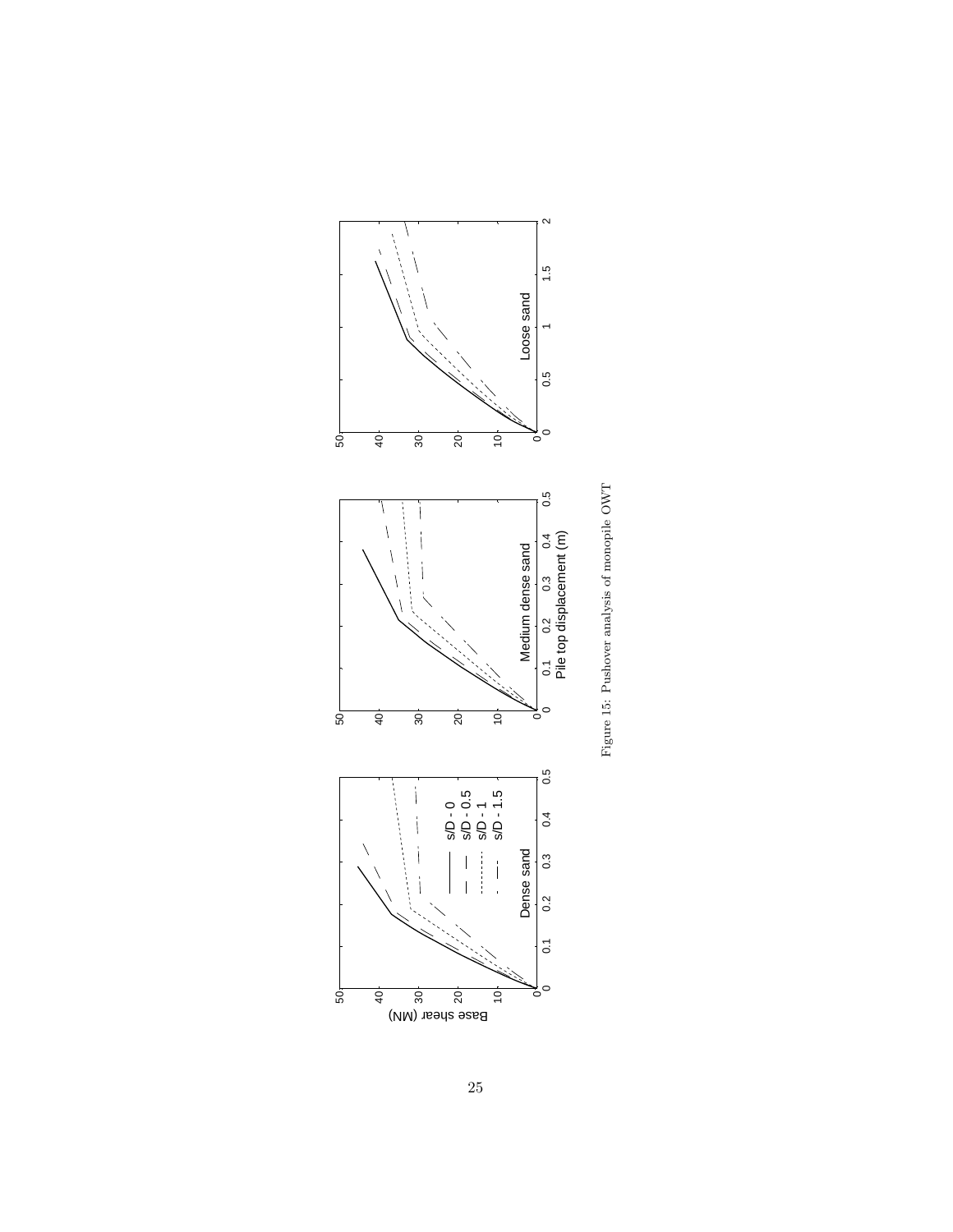Figure 15: Pushover analysis of monopile OWT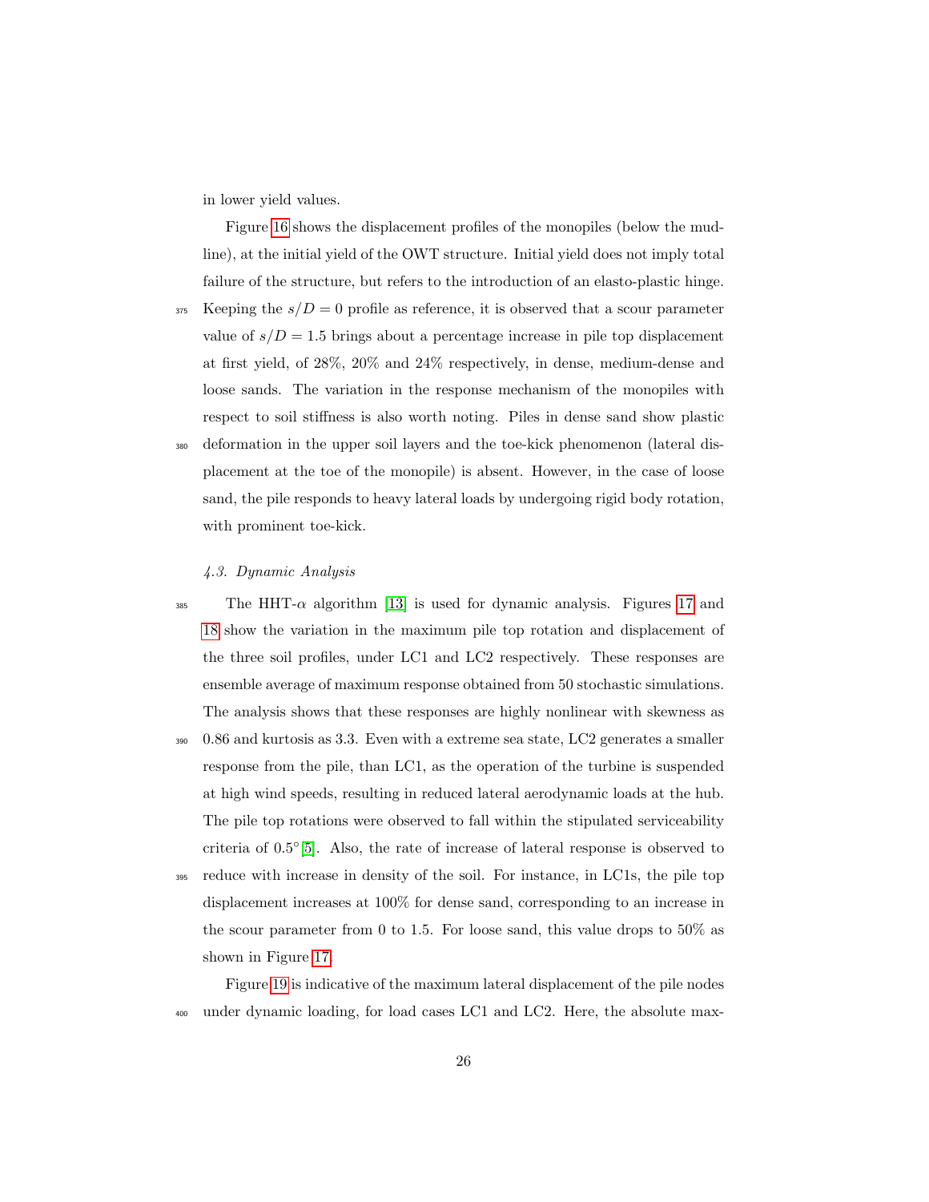in lower yield values.

Figure 16 shows the displacement profiles of the monopiles (below the mudline), at the initial yield of the OWT structure. Initial yield does not imply total failure of the structure, but refers to the introduction of an elasto-plastic hinge. Keeping the $s/D = 0$ profile as reference, it is observed that a scour parameter value of $s/D = 1.5$ brings about a percentage increase in pile top displacement at first yield, of 28%, 20% and 24% respectively, in dense, medium-dense and loose sands. The variation in the response mechanism of the monopiles with respect to soil stiffness is also worth noting. Piles in dense sand show plastic deformation in the upper soil layers and the toe-kick phenomenon (lateral displacement at the toe of the monopile) is absent. However, in the case of loose sand, the pile responds to heavy lateral loads by undergoing rigid body rotation, with prominent toe-kick.

### *4.3. Dynamic Analysis*

The HHT-$\alpha$ algorithm [13] is used for dynamic analysis. Figures 17 and 18 show the variation in the maximum pile top rotation and displacement of the three soil profiles, under LC1 and LC2 respectively. These responses are ensemble average of maximum response obtained from 50 stochastic simulations. The analysis shows that these responses are highly nonlinear with skewness as 0.86 and kurtosis as 3.3. Even with a extreme sea state, LC2 generates a smaller response from the pile, than LC1, as the operation of the turbine is suspended at high wind speeds, resulting in reduced lateral aerodynamic loads at the hub. The pile top rotations were observed to fall within the stipulated serviceability criteria of $0.5^{\circ}$ [5]. Also, the rate of increase of lateral response is observed to reduce with increase in density of the soil. For instance, in LC1s, the pile top displacement increases at 100% for dense sand, corresponding to an increase in the scour parameter from 0 to 1.5. For loose sand, this value drops to 50% as shown in Figure 17.

Figure 19 is indicative of the maximum lateral displacement of the pile nodes under dynamic loading, for load cases LC1 and LC2. Here, the absolute max-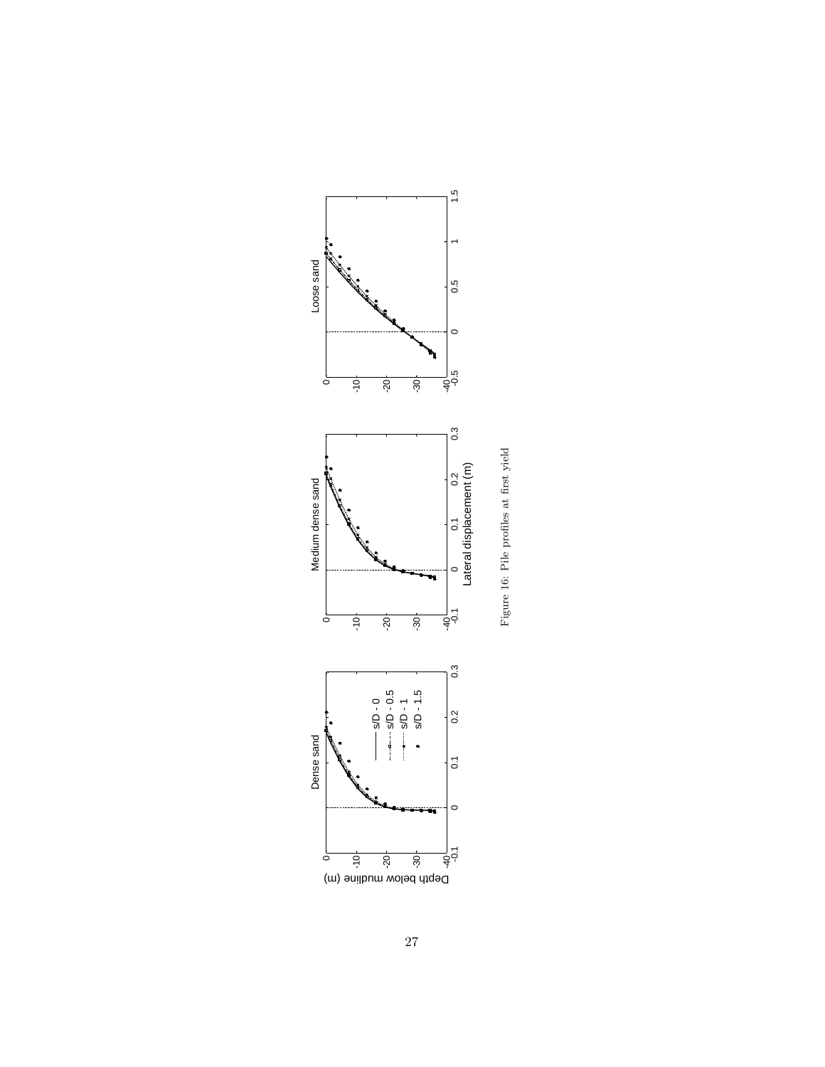Figure 16: Pile profiles at first yield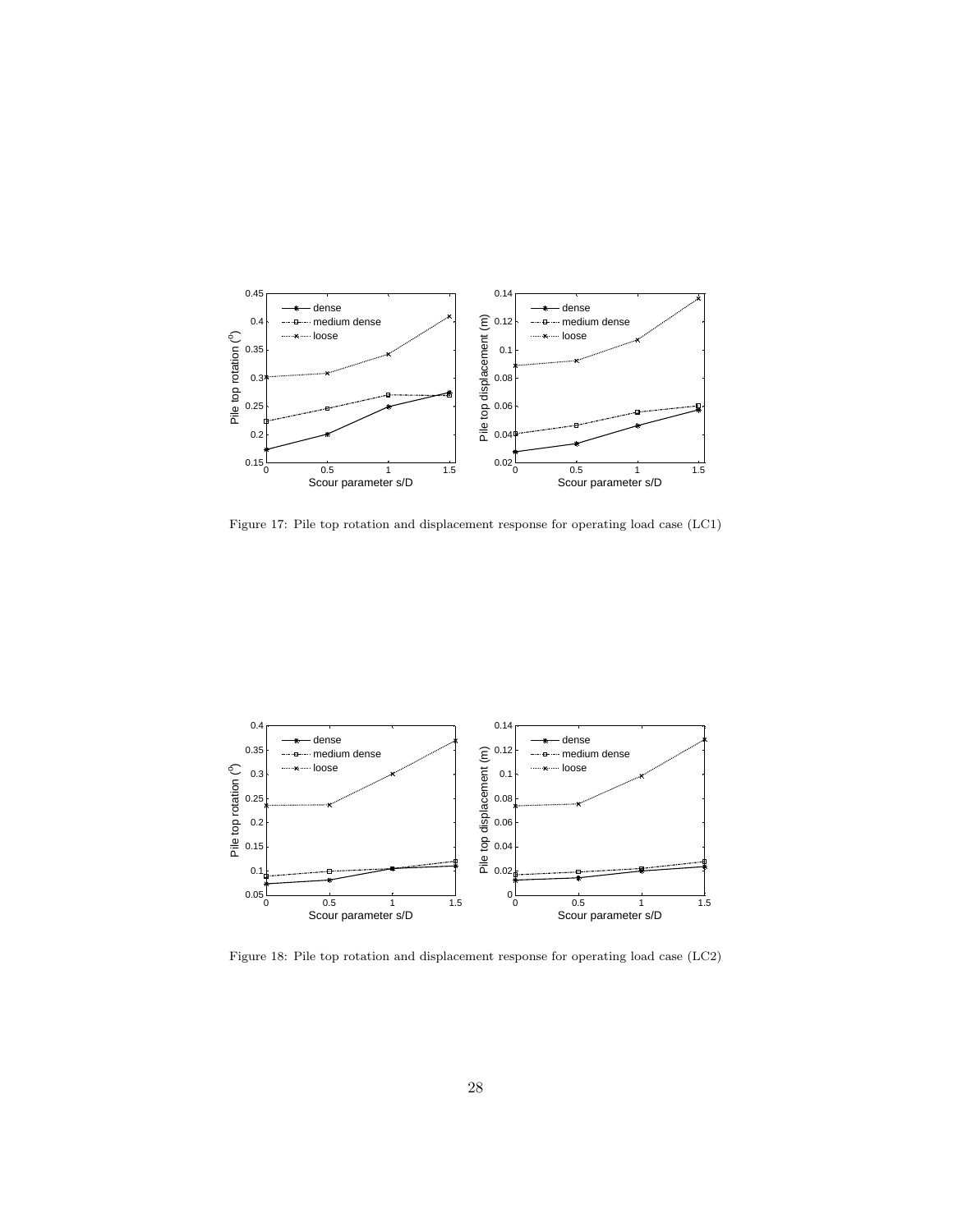Figure 17: Pile top rotation and displacement response for operating load case (LC1)

Figure 18: Pile top rotation and displacement response for operating load case (LC2)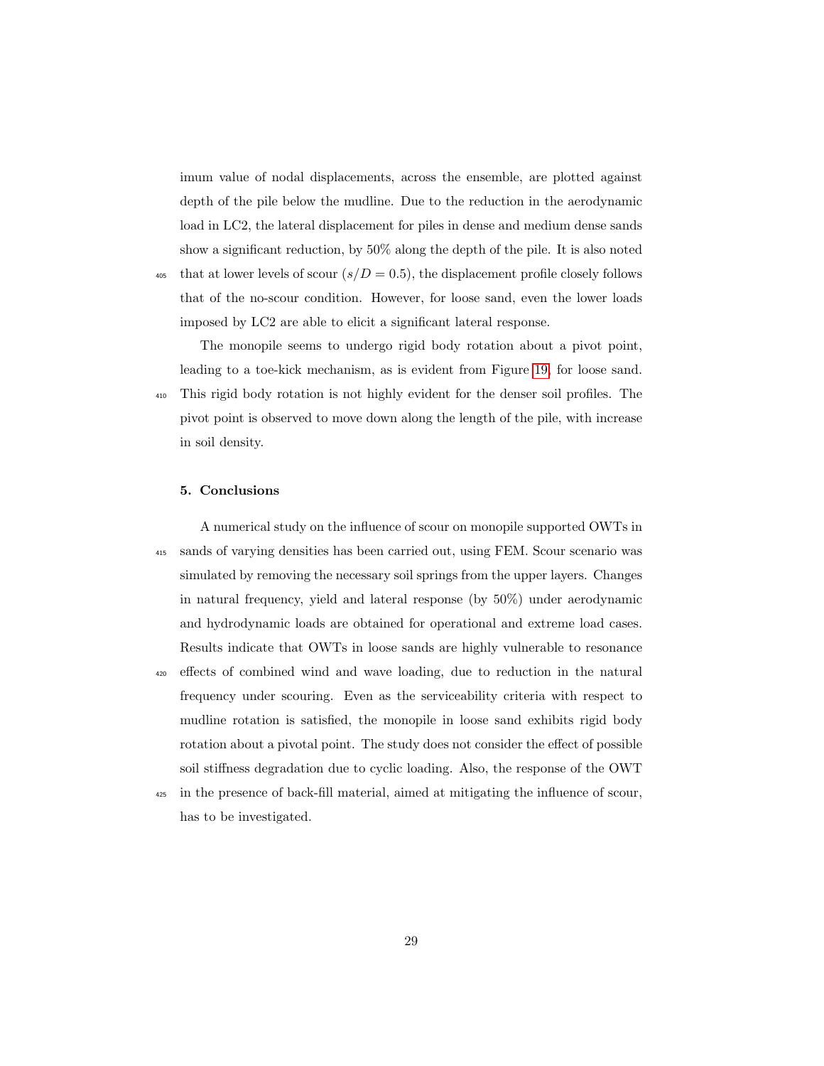imum value of nodal displacements, across the ensemble, are plotted against depth of the pile below the mudline. Due to the reduction in the aerodynamic load in LC2, the lateral displacement for piles in dense and medium dense sands show a significant reduction, by 50% along the depth of the pile. It is also noted that at lower levels of scour ($s/D = 0.5$), the displacement profile closely follows that of the no-scour condition. However, for loose sand, even the lower loads imposed by LC2 are able to elicit a significant lateral response.

The monopile seems to undergo rigid body rotation about a pivot point, leading to a toe-kick mechanism, as is evident from Figure 19, for loose sand. This rigid body rotation is not highly evident for the denser soil profiles. The pivot point is observed to move down along the length of the pile, with increase in soil density.

## 5. Conclusions

A numerical study on the influence of scour on monopile supported OWTs in sands of varying densities has been carried out, using FEM. Scour scenario was simulated by removing the necessary soil springs from the upper layers. Changes in natural frequency, yield and lateral response (by 50%) under aerodynamic and hydrodynamic loads are obtained for operational and extreme load cases. Results indicate that OWTs in loose sands are highly vulnerable to resonance effects of combined wind and wave loading, due to reduction in the natural frequency under scouring. Even as the serviceability criteria with respect to mudline rotation is satisfied, the monopile in loose sand exhibits rigid body rotation about a pivotal point. The study does not consider the effect of possible soil stiffness degradation due to cyclic loading. Also, the response of the OWT in the presence of back-fill material, aimed at mitigating the influence of scour, has to be investigated.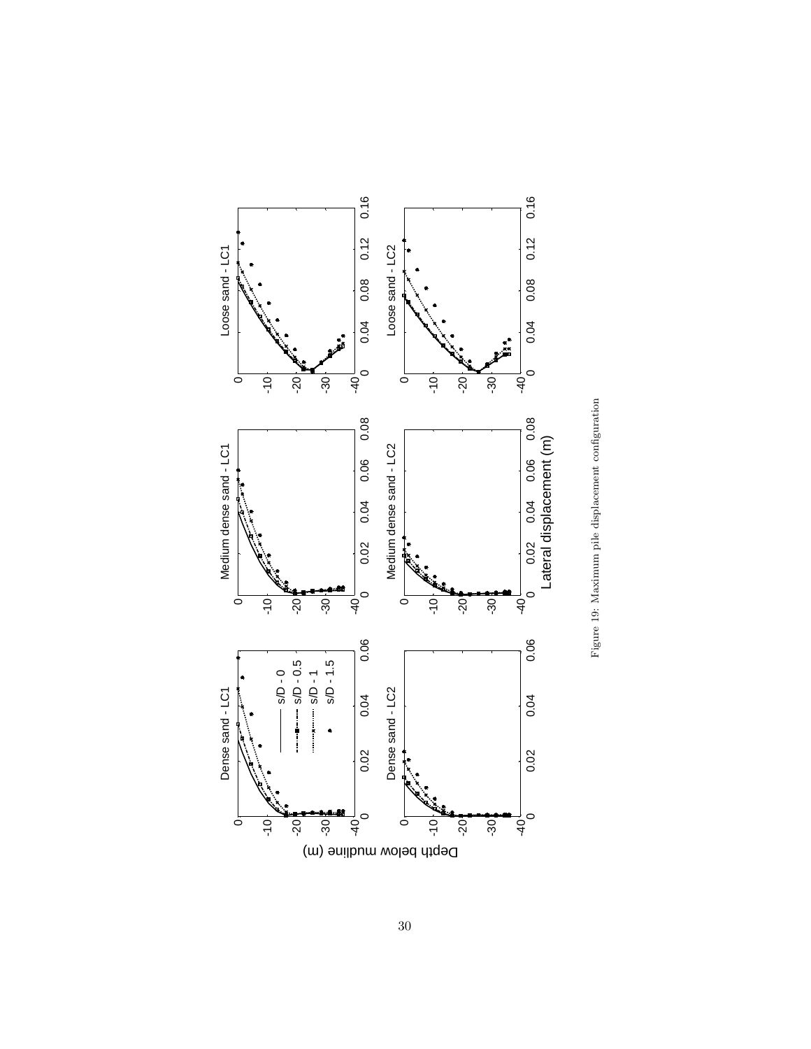Figure 19: Maximum pile displacement configuration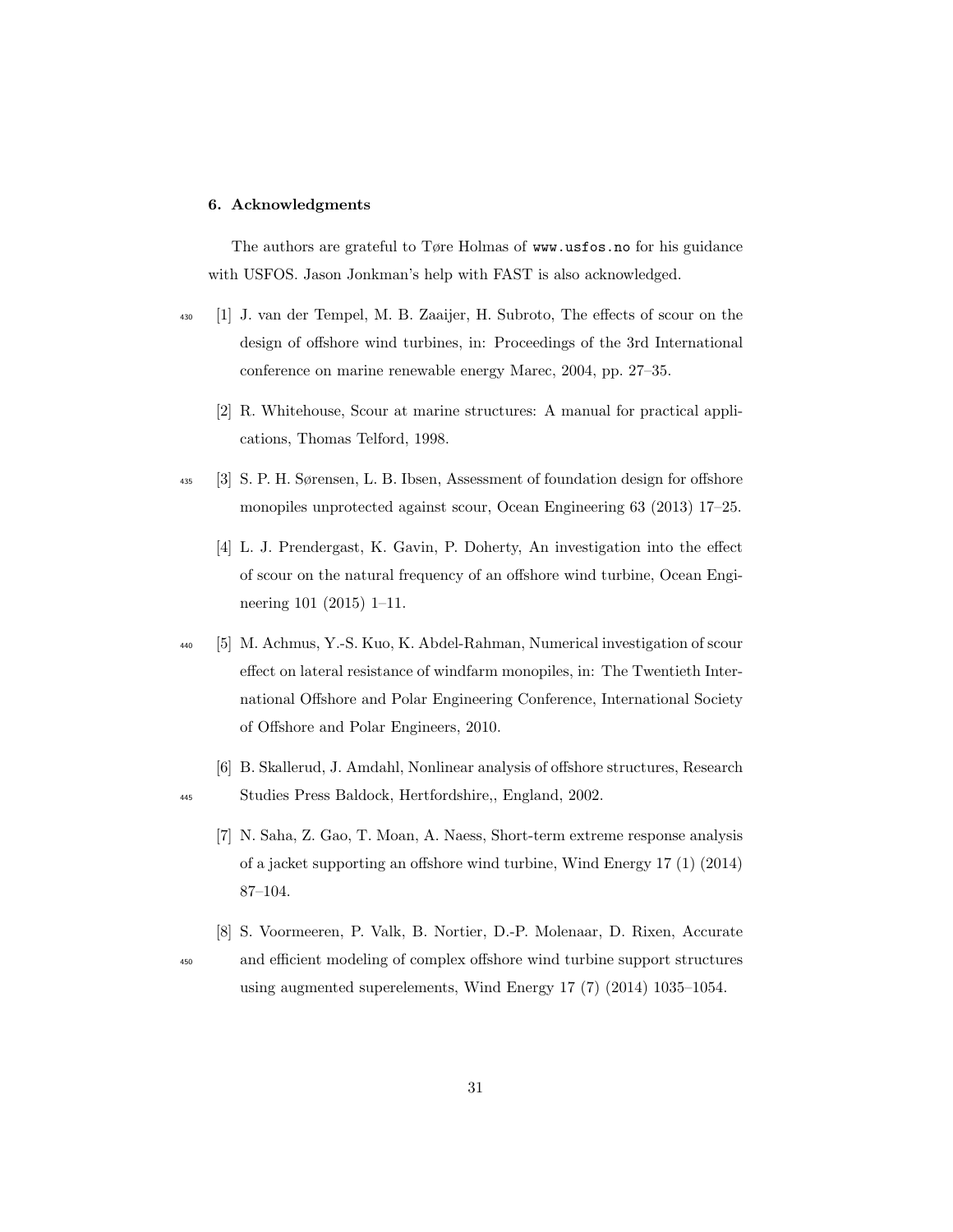## 6. Acknowledgments

The authors are grateful to Tøre Holmas of `www.usfos.no` for his guidance with USFOS. Jason Jonkman's help with FAST is also acknowledged.

[1] J. van der Tempel, M. B. Zaaijer, H. Subroto, The effects of scour on the design of offshore wind turbines, in: Proceedings of the 3rd International conference on marine renewable energy Marec, 2004, pp. 27–35.

[2] R. Whitehouse, Scour at marine structures: A manual for practical applications, Thomas Telford, 1998.

[3] S. P. H. Sørensen, L. B. Ibsen, Assessment of foundation design for offshore monopiles unprotected against scour, Ocean Engineering 63 (2013) 17–25.

[4] L. J. Prendergast, K. Gavin, P. Doherty, An investigation into the effect of scour on the natural frequency of an offshore wind turbine, Ocean Engineering 101 (2015) 1–11.

[5] M. Achmus, Y.-S. Kuo, K. Abdel-Rahman, Numerical investigation of scour effect on lateral resistance of windfarm monopiles, in: The Twentieth International Offshore and Polar Engineering Conference, International Society of Offshore and Polar Engineers, 2010.

[6] B. Skallerud, J. Amdahl, Nonlinear analysis of offshore structures, Research Studies Press Baldock, Hertfordshire,, England, 2002.

[7] N. Saha, Z. Gao, T. Moan, A. Naess, Short-term extreme response analysis of a jacket supporting an offshore wind turbine, Wind Energy 17 (1) (2014) 87–104.

[8] S. Voormeeren, P. Valk, B. Nortier, D.-P. Molenaar, D. Rixen, Accurate and efficient modeling of complex offshore wind turbine support structures using augmented superelements, Wind Energy 17 (7) (2014) 1035–1054.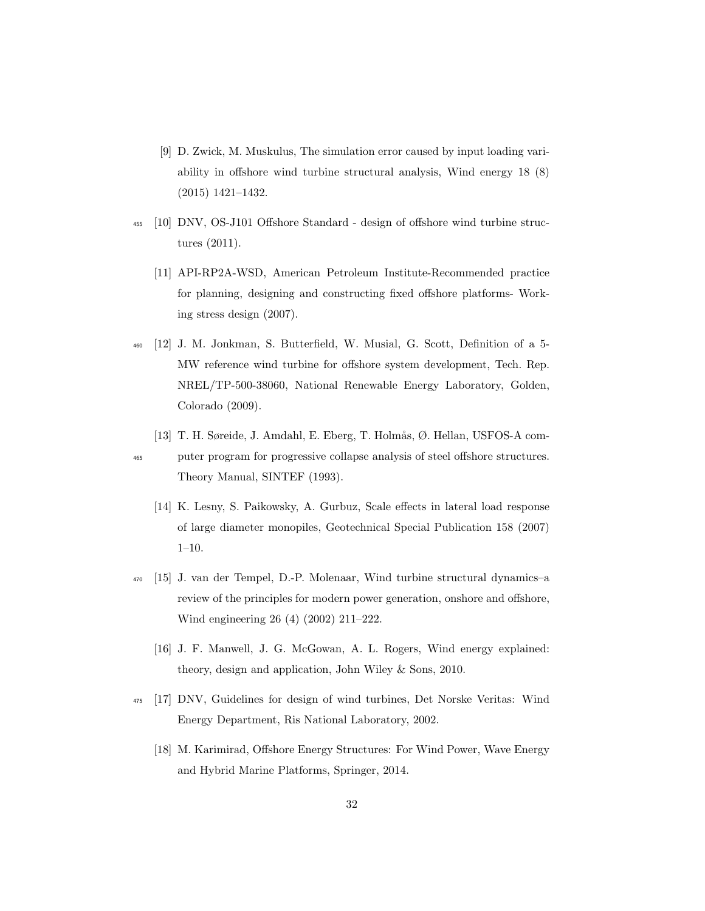[9] D. Zwick, M. Muskulus, The simulation error caused by input loading variability in offshore wind turbine structural analysis, Wind energy 18 (8) (2015) 1421–1432.

[10] DNV, OS-J101 Offshore Standard - design of offshore wind turbine structures (2011).

[11] API-RP2A-WSD, American Petroleum Institute-Recommended practice for planning, designing and constructing fixed offshore platforms- Working stress design (2007).

[12] J. M. Jonkman, S. Butterfield, W. Musial, G. Scott, Definition of a 5-MW reference wind turbine for offshore system development, Tech. Rep. NREL/TP-500-38060, National Renewable Energy Laboratory, Golden, Colorado (2009).

[13] T. H. Søreide, J. Amdahl, E. Eberg, T. Holmås, Ø. Hellan, USFOS-A computer program for progressive collapse analysis of steel offshore structures. Theory Manual, SINTEF (1993).

[14] K. Lesny, S. Paikowsky, A. Gurbuz, Scale effects in lateral load response of large diameter monopiles, Geotechnical Special Publication 158 (2007) 1–10.

[15] J. van der Tempel, D.-P. Molenaar, Wind turbine structural dynamics–a review of the principles for modern power generation, onshore and offshore, Wind engineering 26 (4) (2002) 211–222.

[16] J. F. Manwell, J. G. McGowan, A. L. Rogers, Wind energy explained: theory, design and application, John Wiley & Sons, 2010.

[17] DNV, Guidelines for design of wind turbines, Det Norske Veritas: Wind Energy Department, Ris National Laboratory, 2002.

[18] M. Karimirad, Offshore Energy Structures: For Wind Power, Wave Energy and Hybrid Marine Platforms, Springer, 2014.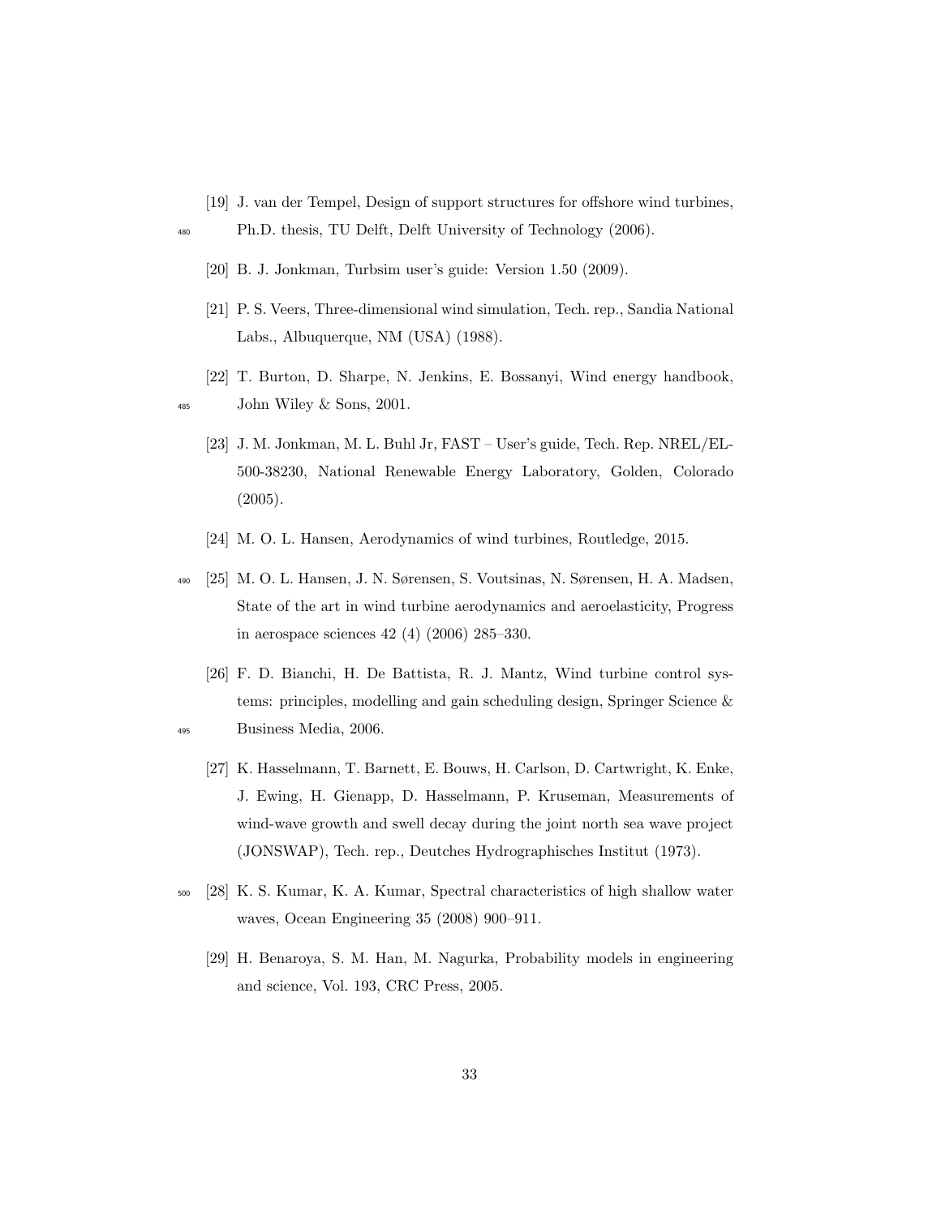[19] J. van der Tempel, Design of support structures for offshore wind turbines, Ph.D. thesis, TU Delft, Delft University of Technology (2006).

[20] B. J. Jonkman, Turbsim user's guide: Version 1.50 (2009).

[21] P. S. Veers, Three-dimensional wind simulation, Tech. rep., Sandia National Labs., Albuquerque, NM (USA) (1988).

[22] T. Burton, D. Sharpe, N. Jenkins, E. Bossanyi, Wind energy handbook, John Wiley & Sons, 2001.

[23] J. M. Jonkman, M. L. Buhl Jr, FAST – User's guide, Tech. Rep. NREL/EL-500-38230, National Renewable Energy Laboratory, Golden, Colorado (2005).

[24] M. O. L. Hansen, Aerodynamics of wind turbines, Routledge, 2015.

[25] M. O. L. Hansen, J. N. Sørensen, S. Voutsinas, N. Sørensen, H. A. Madsen, State of the art in wind turbine aerodynamics and aeroelasticity, Progress in aerospace sciences 42 (4) (2006) 285–330.

[26] F. D. Bianchi, H. De Battista, R. J. Mantz, Wind turbine control systems: principles, modelling and gain scheduling design, Springer Science & Business Media, 2006.

[27] K. Hasselmann, T. Barnett, E. Bouws, H. Carlson, D. Cartwright, K. Enke, J. Ewing, H. Gienapp, D. Hasselmann, P. Kruseman, Measurements of wind-wave growth and swell decay during the joint north sea wave project (JONSWAP), Tech. rep., Deutches Hydrographisches Institut (1973).

[28] K. S. Kumar, K. A. Kumar, Spectral characteristics of high shallow water waves, Ocean Engineering 35 (2008) 900–911.

[29] H. Benaroya, S. M. Han, M. Nagurka, Probability models in engineering and science, Vol. 193, CRC Press, 2005.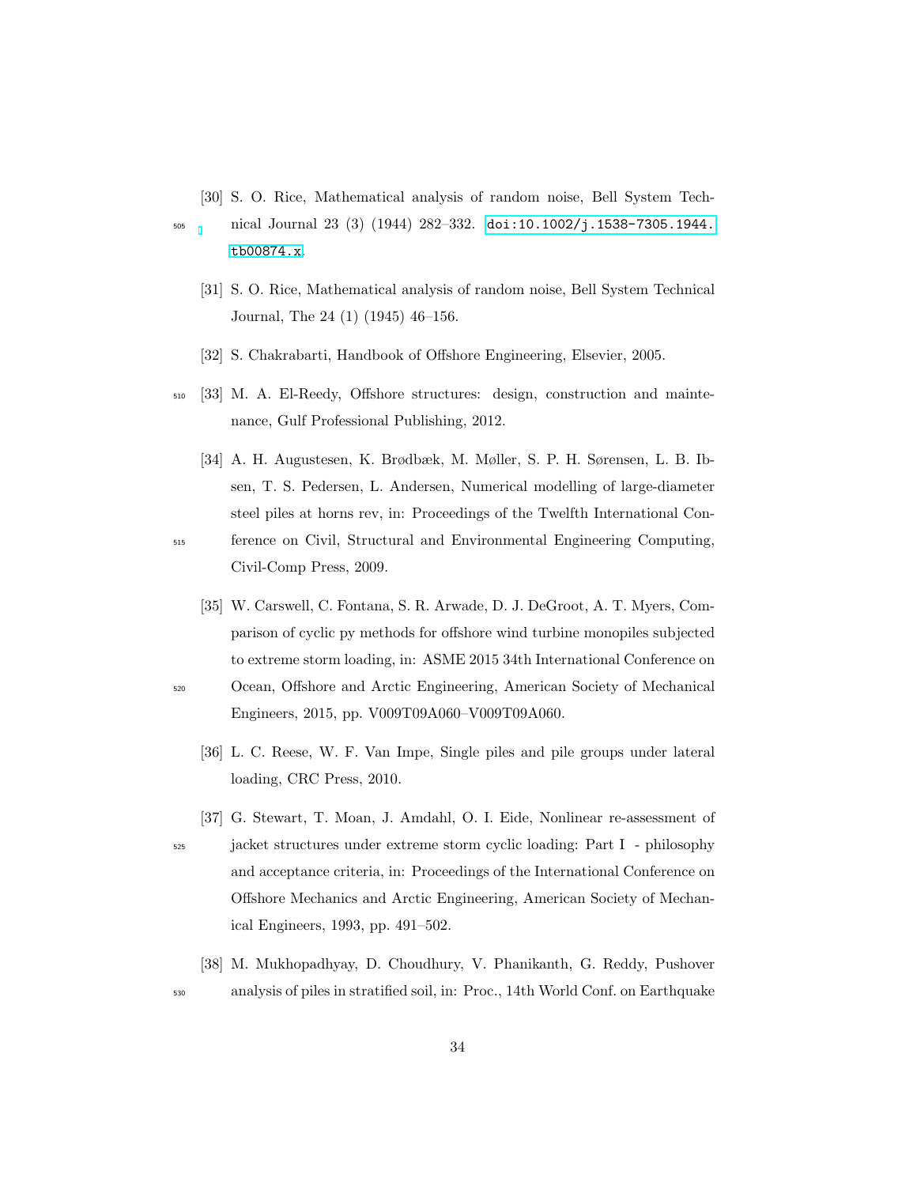[30] S. O. Rice, Mathematical analysis of random noise, Bell System Technical Journal 23 (3) (1944) 282–332. doi:10.1002/j.1538-7305.1944.tb00874.x.

[31] S. O. Rice, Mathematical analysis of random noise, Bell System Technical Journal, The 24 (1) (1945) 46–156.

[32] S. Chakrabarti, Handbook of Offshore Engineering, Elsevier, 2005.

[33] M. A. El-Reedy, Offshore structures: design, construction and maintenance, Gulf Professional Publishing, 2012.

[34] A. H. Augustesen, K. Brødbæk, M. Møller, S. P. H. Sørensen, L. B. Ibsen, T. S. Pedersen, L. Andersen, Numerical modelling of large-diameter steel piles at horns rev, in: Proceedings of the Twelfth International Conference on Civil, Structural and Environmental Engineering Computing, Civil-Comp Press, 2009.

[35] W. Carswell, C. Fontana, S. R. Arwade, D. J. DeGroot, A. T. Myers, Comparison of cyclic py methods for offshore wind turbine monopiles subjected to extreme storm loading, in: ASME 2015 34th International Conference on Ocean, Offshore and Arctic Engineering, American Society of Mechanical Engineers, 2015, pp. V009T09A060–V009T09A060.

[36] L. C. Reese, W. F. Van Impe, Single piles and pile groups under lateral loading, CRC Press, 2010.

[37] G. Stewart, T. Moan, J. Amdahl, O. I. Eide, Nonlinear re-assessment of jacket structures under extreme storm cyclic loading: Part I - philosophy and acceptance criteria, in: Proceedings of the International Conference on Offshore Mechanics and Arctic Engineering, American Society of Mechanical Engineers, 1993, pp. 491–502.

[38] M. Mukhopadhyay, D. Choudhury, V. Phanikanth, G. Reddy, Pushover analysis of piles in stratified soil, in: Proc., 14th World Conf. on Earthquake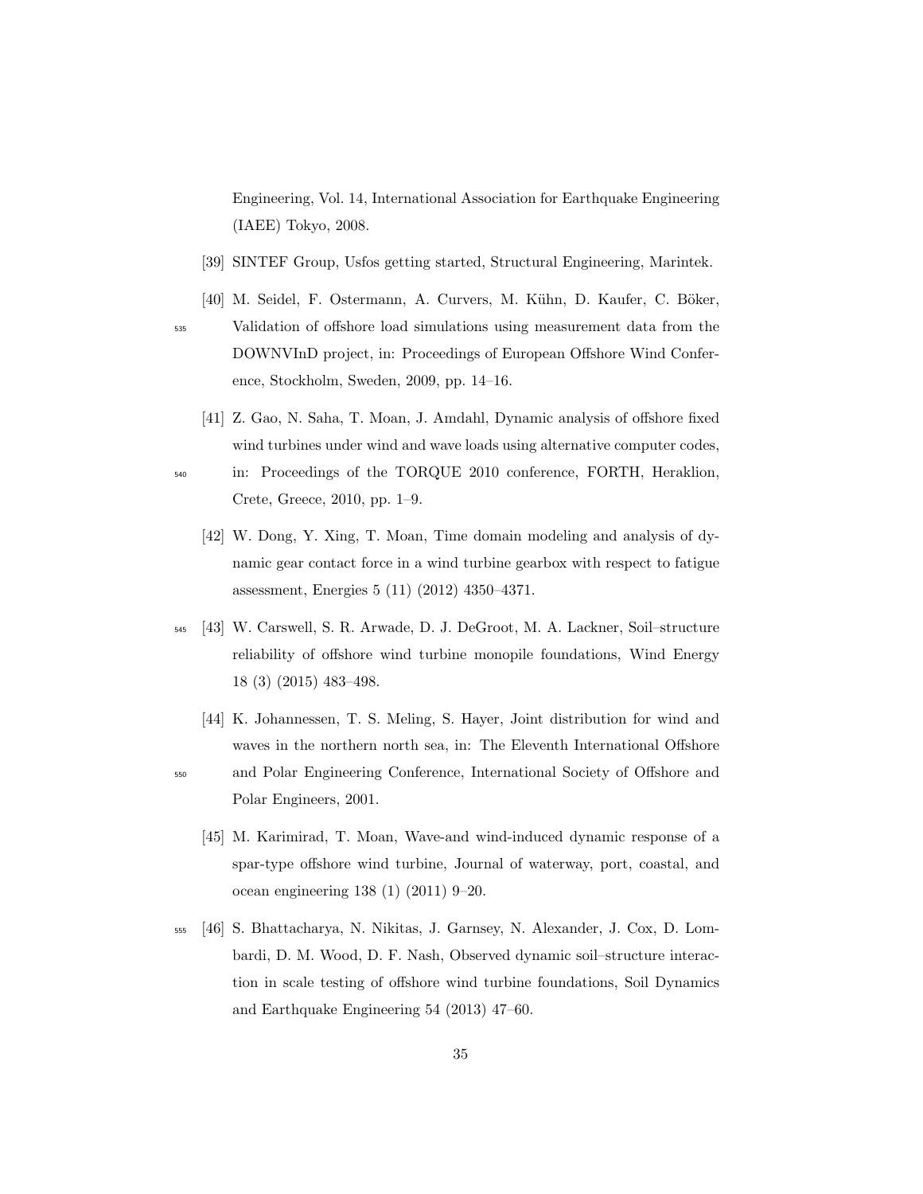Engineering, Vol. 14, International Association for Earthquake Engineering (IAEE) Tokyo, 2008.

[39] SINTEF Group, Usfos getting started, Structural Engineering, Marintek.

[40] M. Seidel, F. Ostermann, A. Curvers, M. Kühn, D. Kaufer, C. Böker, Validation of offshore load simulations using measurement data from the DOWNVInD project, in: Proceedings of European Offshore Wind Conference, Stockholm, Sweden, 2009, pp. 14–16.

[41] Z. Gao, N. Saha, T. Moan, J. Amdahl, Dynamic analysis of offshore fixed wind turbines under wind and wave loads using alternative computer codes, in: Proceedings of the TORQUE 2010 conference, FORTH, Heraklion, Crete, Greece, 2010, pp. 1–9.

[42] W. Dong, Y. Xing, T. Moan, Time domain modeling and analysis of dynamic gear contact force in a wind turbine gearbox with respect to fatigue assessment, Energies 5 (11) (2012) 4350–4371.

[43] W. Carswell, S. R. Arwade, D. J. DeGroot, M. A. Lackner, Soil–structure reliability of offshore wind turbine monopile foundations, Wind Energy 18 (3) (2015) 483–498.

[44] K. Johannessen, T. S. Meling, S. Hayer, Joint distribution for wind and waves in the northern north sea, in: The Eleventh International Offshore and Polar Engineering Conference, International Society of Offshore and Polar Engineers, 2001.

[45] M. Karimirad, T. Moan, Wave-and wind-induced dynamic response of a spar-type offshore wind turbine, Journal of waterway, port, coastal, and ocean engineering 138 (1) (2011) 9–20.

[46] S. Bhattacharya, N. Nikitas, J. Garnsey, N. Alexander, J. Cox, D. Lombardi, D. M. Wood, D. F. Nash, Observed dynamic soil–structure interaction in scale testing of offshore wind turbine foundations, Soil Dynamics and Earthquake Engineering 54 (2013) 47–60.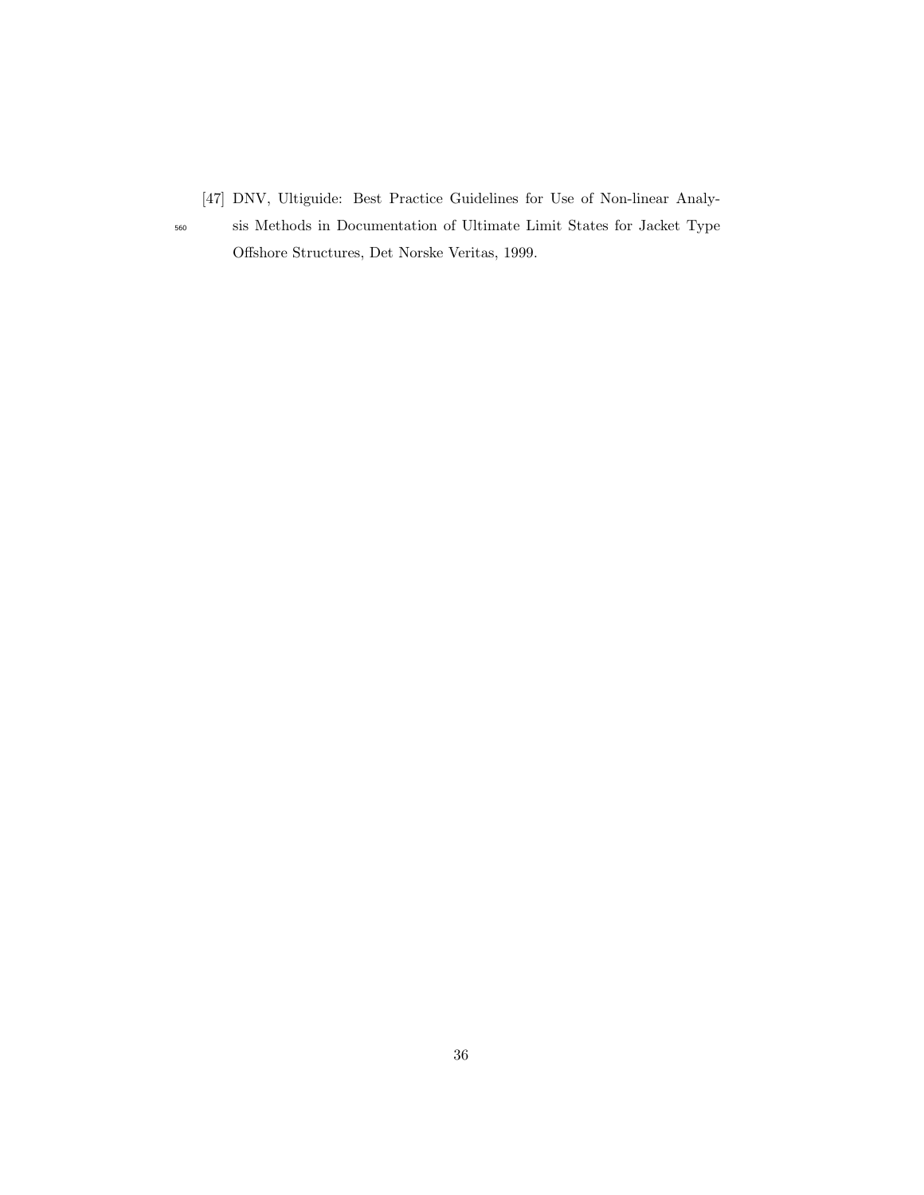[47] DNV, Ultiguide: Best Practice Guidelines for Use of Non-linear Analysis Methods in Documentation of Ultimate Limit States for Jacket Type Offshore Structures, Det Norske Veritas, 1999.